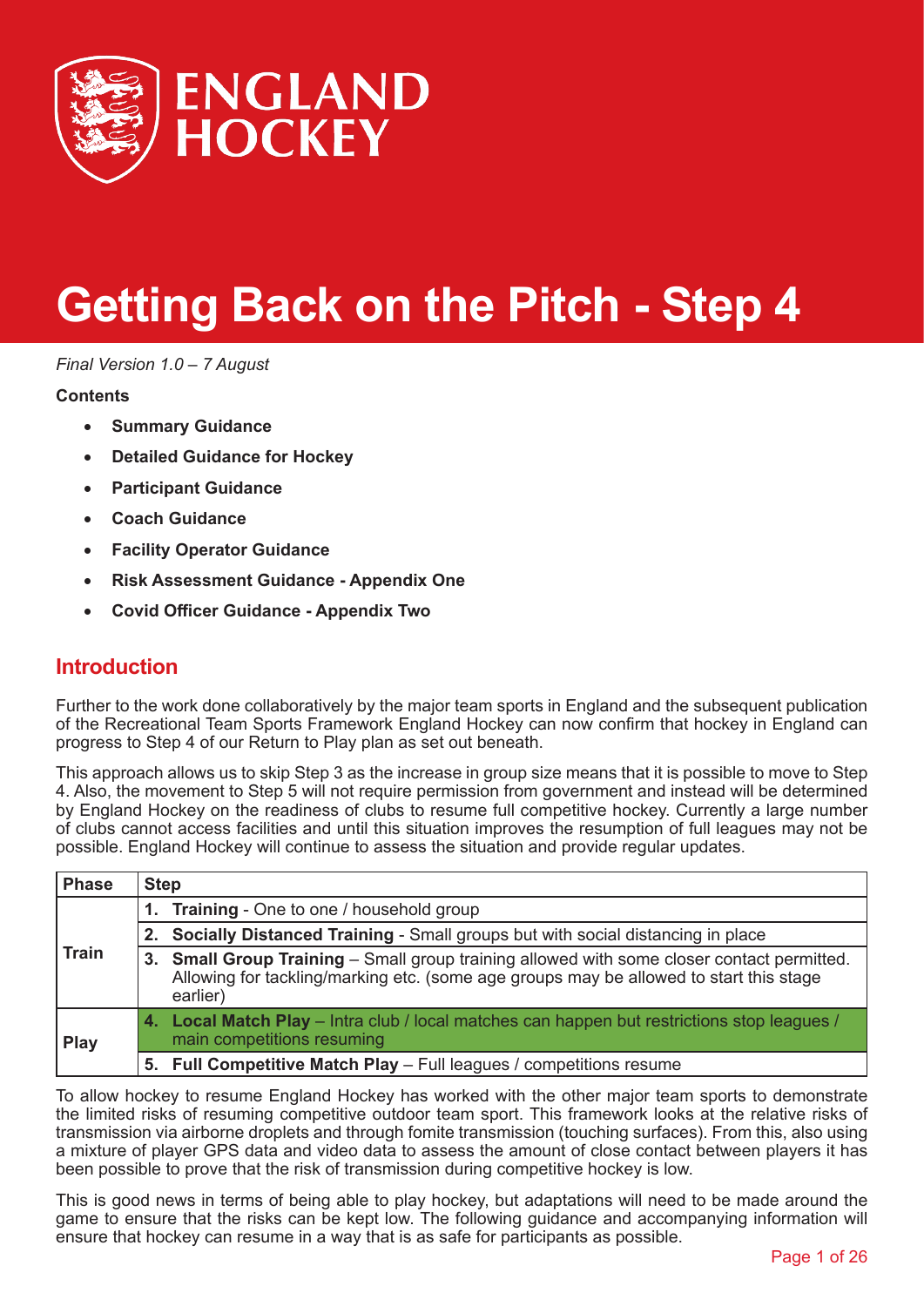ENGLAND HOCKEY

# Getting Back on the Pitch - Step 4

*Final Version 1.0 – 7 August*

**Contents**

- **Summary Guidance**
- **Detailed Guidance for Hockey**
- **Participant Guidance**
- **Coach Guidance**
- **Facility Operator Guidance**
- **Risk Assessment Guidance - Appendix One**
- **Covid Officer Guidance - Appendix Two**

## Introduction

Further to the work done collaboratively by the major team sports in England and the subsequent publication of the Recreational Team Sports Framework England Hockey can now confirm that hockey in England can progress to Step 4 of our Return to Play plan as set out beneath.

This approach allows us to skip Step 3 as the increase in group size means that it is possible to move to Step 4. Also, the movement to Step 5 will not require permission from government and instead will be determined by England Hockey on the readiness of clubs to resume full competitive hockey. Currently a large number of clubs cannot access facilities and until this situation improves the resumption of full leagues may not be possible. England Hockey will continue to assess the situation and provide regular updates.

| Phase | Step |
|---|---|
| Train | 1. **Training** - One to one / household group |
| | 2. **Socially Distanced Training** - Small groups but with social distancing in place |
| | 3. **Small Group Training** – Small group training allowed with some closer contact permitted. Allowing for tackling/marking etc. (some age groups may be allowed to start this stage earlier) |
| Play | 4. **Local Match Play** – Intra club / local matches can happen but restrictions stop leagues / main competitions resuming |
| | 5. **Full Competitive Match Play** – Full leagues / competitions resume |

To allow hockey to resume England Hockey has worked with the other major team sports to demonstrate the limited risks of resuming competitive outdoor team sport. This framework looks at the relative risks of transmission via airborne droplets and through fomite transmission (touching surfaces). From this, also using a mixture of player GPS data and video data to assess the amount of close contact between players it has been possible to prove that the risk of transmission during competitive hockey is low.

This is good news in terms of being able to play hockey, but adaptations will need to be made around the game to ensure that the risks can be kept low. The following guidance and accompanying information will ensure that hockey can resume in a way that is as safe for participants as possible.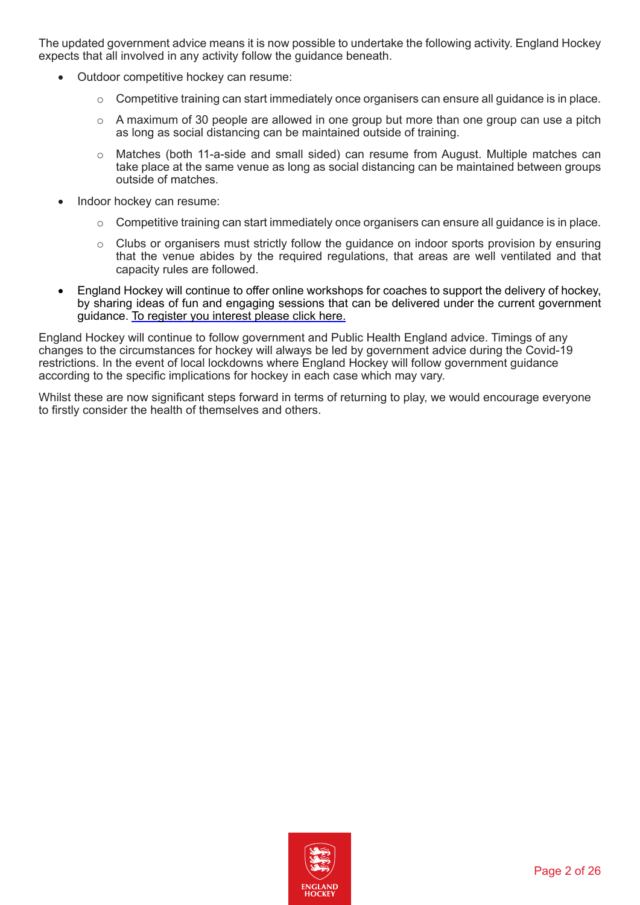The updated government advice means it is now possible to undertake the following activity. England Hockey expects that all involved in any activity follow the guidance beneath.

- Outdoor competitive hockey can resume:
  - Competitive training can start immediately once organisers can ensure all guidance is in place.
  - A maximum of 30 people are allowed in one group but more than one group can use a pitch as long as social distancing can be maintained outside of training.
  - Matches (both 11-a-side and small sided) can resume from August. Multiple matches can take place at the same venue as long as social distancing can be maintained between groups outside of matches.
- Indoor hockey can resume:
  - Competitive training can start immediately once organisers can ensure all guidance is in place.
  - Clubs or organisers must strictly follow the guidance on indoor sports provision by ensuring that the venue abides by the required regulations, that areas are well ventilated and that capacity rules are followed.
- England Hockey will continue to offer online workshops for coaches to support the delivery of hockey, by sharing ideas of fun and engaging sessions that can be delivered under the current government guidance. To register you interest please click here.

England Hockey will continue to follow government and Public Health England advice. Timings of any changes to the circumstances for hockey will always be led by government advice during the Covid-19 restrictions. In the event of local lockdowns where England Hockey will follow government guidance according to the specific implications for hockey in each case which may vary.

Whilst these are now significant steps forward in terms of returning to play, we would encourage everyone to firstly consider the health of themselves and others.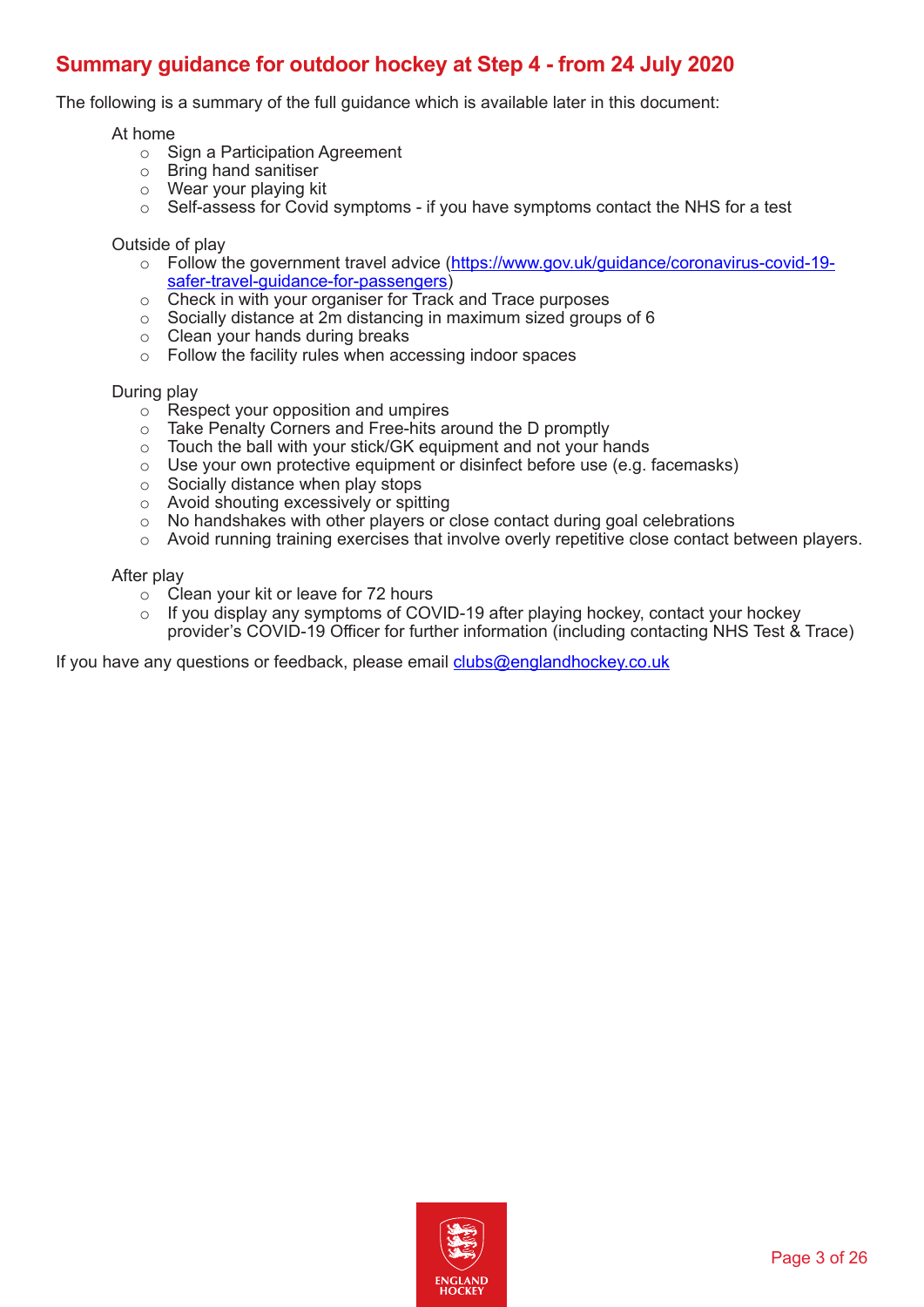## Summary guidance for outdoor hockey at Step 4 - from 24 July 2020

The following is a summary of the full guidance which is available later in this document:

At home

- Sign a Participation Agreement
- Bring hand sanitiser
- Wear your playing kit
- Self-assess for Covid symptoms - if you have symptoms contact the NHS for a test

Outside of play

- Follow the government travel advice ([https://www.gov.uk/guidance/coronavirus-covid-19-safer-travel-guidance-for-passengers](https://www.gov.uk/guidance/coronavirus-covid-19-safer-travel-guidance-for-passengers))
- Check in with your organiser for Track and Trace purposes
- Socially distance at 2m distancing in maximum sized groups of 6
- Clean your hands during breaks
- Follow the facility rules when accessing indoor spaces

During play

- Respect your opposition and umpires
- Take Penalty Corners and Free-hits around the D promptly
- Touch the ball with your stick/GK equipment and not your hands
- Use your own protective equipment or disinfect before use (e.g. facemasks)
- Socially distance when play stops
- Avoid shouting excessively or spitting
- No handshakes with other players or close contact during goal celebrations
- Avoid running training exercises that involve overly repetitive close contact between players.

After play

- Clean your kit or leave for 72 hours
- If you display any symptoms of COVID-19 after playing hockey, contact your hockey provider's COVID-19 Officer for further information (including contacting NHS Test & Trace)

If you have any questions or feedback, please email [clubs@englandhockey.co.uk](mailto:clubs@englandhockey.co.uk)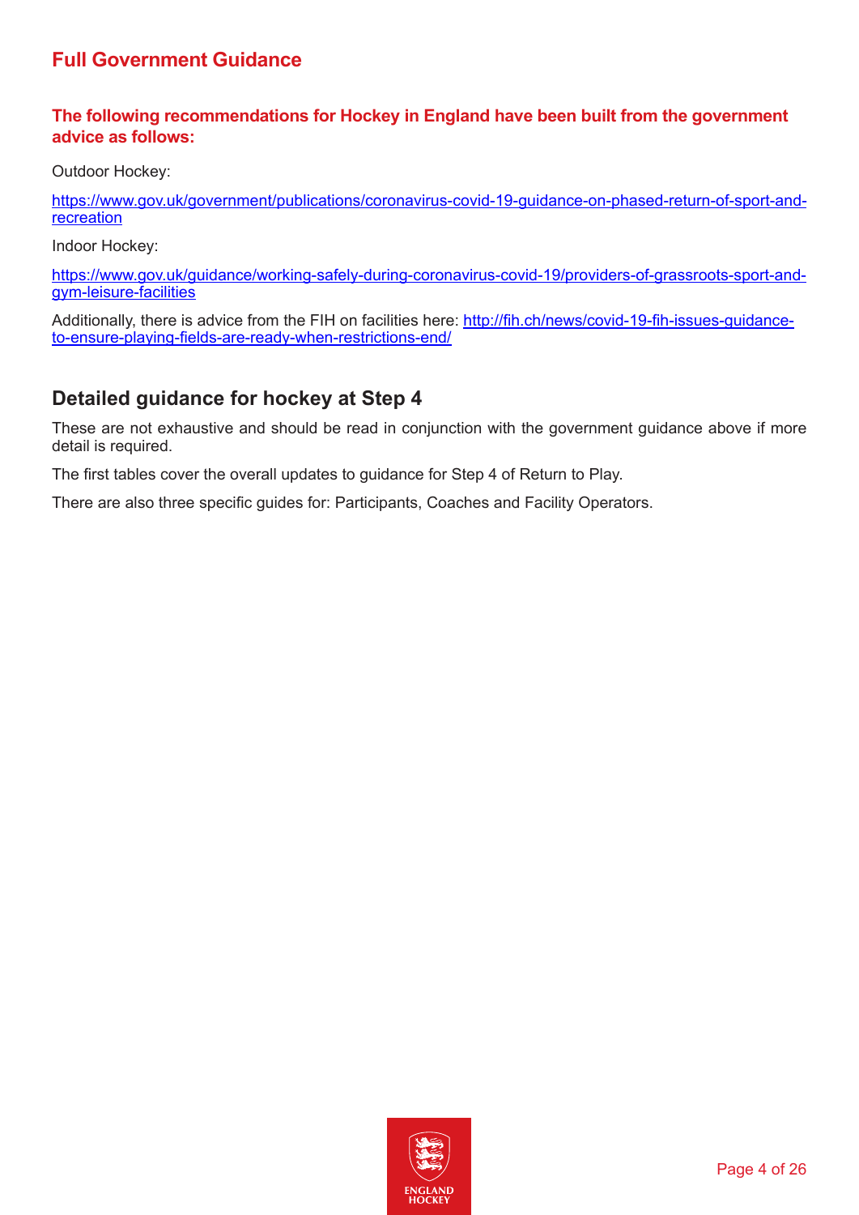## Full Government Guidance

**The following recommendations for Hockey in England have been built from the government advice as follows:**

Outdoor Hockey:

https://www.gov.uk/government/publications/coronavirus-covid-19-guidance-on-phased-return-of-sport-and-recreation

Indoor Hockey:

https://www.gov.uk/guidance/working-safely-during-coronavirus-covid-19/providers-of-grassroots-sport-and-gym-leisure-facilities

Additionally, there is advice from the FIH on facilities here: http://fih.ch/news/covid-19-fih-issues-guidance-to-ensure-playing-fields-are-ready-when-restrictions-end/

## Detailed guidance for hockey at Step 4

These are not exhaustive and should be read in conjunction with the government guidance above if more detail is required.

The first tables cover the overall updates to guidance for Step 4 of Return to Play.

There are also three specific guides for: Participants, Coaches and Facility Operators.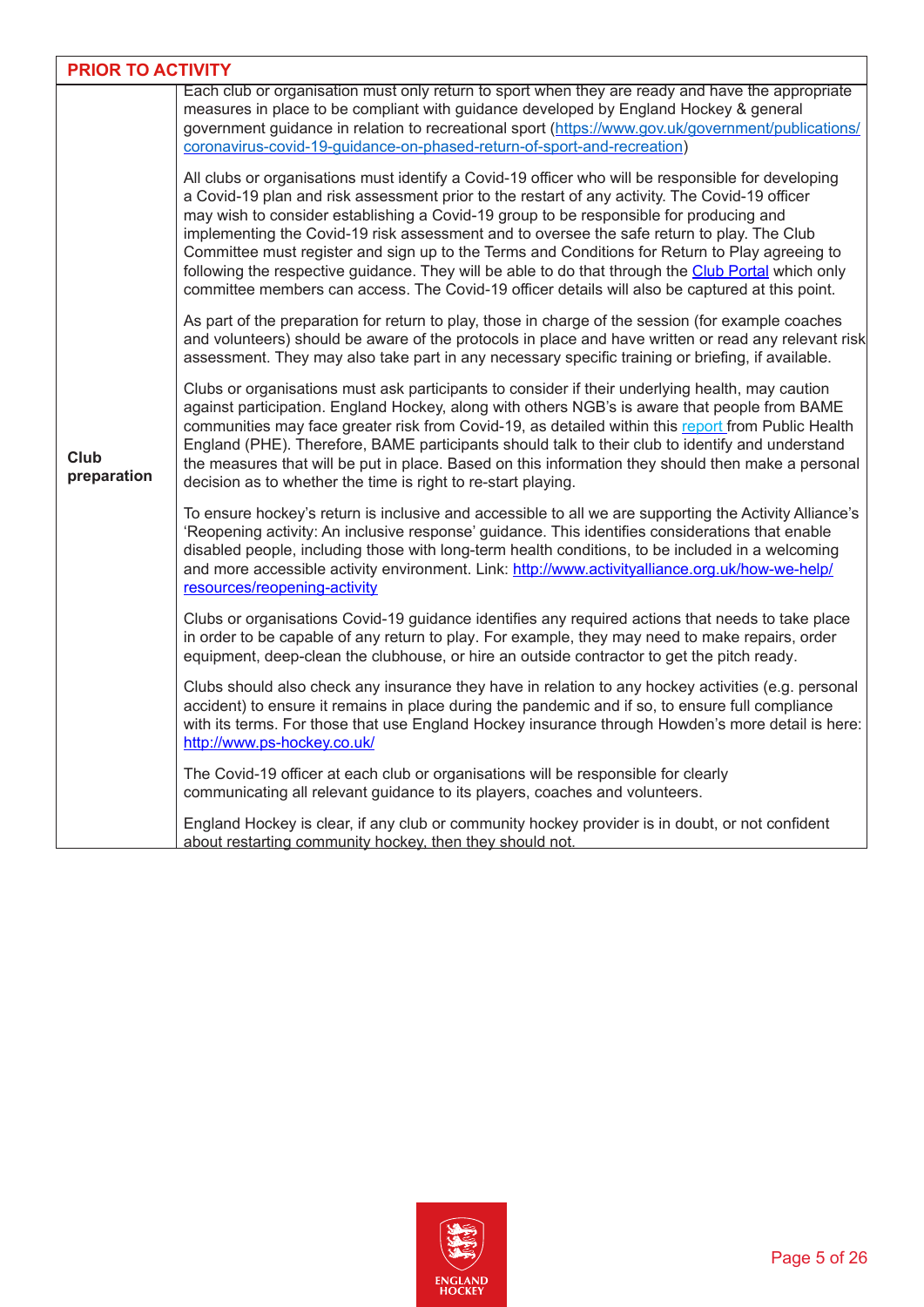| PRIOR TO ACTIVITY | |
|---|---|
| **Club preparation** | Each club or organisation must only return to sport when they are ready and have the appropriate measures in place to be compliant with guidance developed by England Hockey & general government guidance in relation to recreational sport ([https://www.gov.uk/government/publications/coronavirus-covid-19-guidance-on-phased-return-of-sport-and-recreation](https://www.gov.uk/government/publications/coronavirus-covid-19-guidance-on-phased-return-of-sport-and-recreation))<br><br>All clubs or organisations must identify a Covid-19 officer who will be responsible for developing a Covid-19 plan and risk assessment prior to the restart of any activity. The Covid-19 officer may wish to consider establishing a Covid-19 group to be responsible for producing and implementing the Covid-19 risk assessment and to oversee the safe return to play. The Club Committee must register and sign up to the Terms and Conditions for Return to Play agreeing to following the respective guidance. They will be able to do that through the Club Portal which only committee members can access. The Covid-19 officer details will also be captured at this point.<br><br>As part of the preparation for return to play, those in charge of the session (for example coaches and volunteers) should be aware of the protocols in place and have written or read any relevant risk assessment. They may also take part in any necessary specific training or briefing, if available.<br><br>Clubs or organisations must ask participants to consider if their underlying health, may caution against participation. England Hockey, along with others NGB's is aware that people from BAME communities may face greater risk from Covid-19, as detailed within this report from Public Health England (PHE). Therefore, BAME participants should talk to their club to identify and understand the measures that will be put in place. Based on this information they should then make a personal decision as to whether the time is right to re-start playing.<br><br>To ensure hockey's return is inclusive and accessible to all we are supporting the Activity Alliance's 'Reopening activity: An inclusive response' guidance. This identifies considerations that enable disabled people, including those with long-term health conditions, to be included in a welcoming and more accessible activity environment. Link: [http://www.activityalliance.org.uk/how-we-help/resources/reopening-activity](http://www.activityalliance.org.uk/how-we-help/resources/reopening-activity)<br><br>Clubs or organisations Covid-19 guidance identifies any required actions that needs to take place in order to be capable of any return to play. For example, they may need to make repairs, order equipment, deep-clean the clubhouse, or hire an outside contractor to get the pitch ready.<br><br>Clubs should also check any insurance they have in relation to any hockey activities (e.g. personal accident) to ensure it remains in place during the pandemic and if so, to ensure full compliance with its terms. For those that use England Hockey insurance through Howden's more detail is here: [http://www.ps-hockey.co.uk/](http://www.ps-hockey.co.uk/)<br><br>The Covid-19 officer at each club or organisations will be responsible for clearly communicating all relevant guidance to its players, coaches and volunteers.<br><br>England Hockey is clear, if any club or community hockey provider is in doubt, or not confident about restarting community hockey, then they should not. |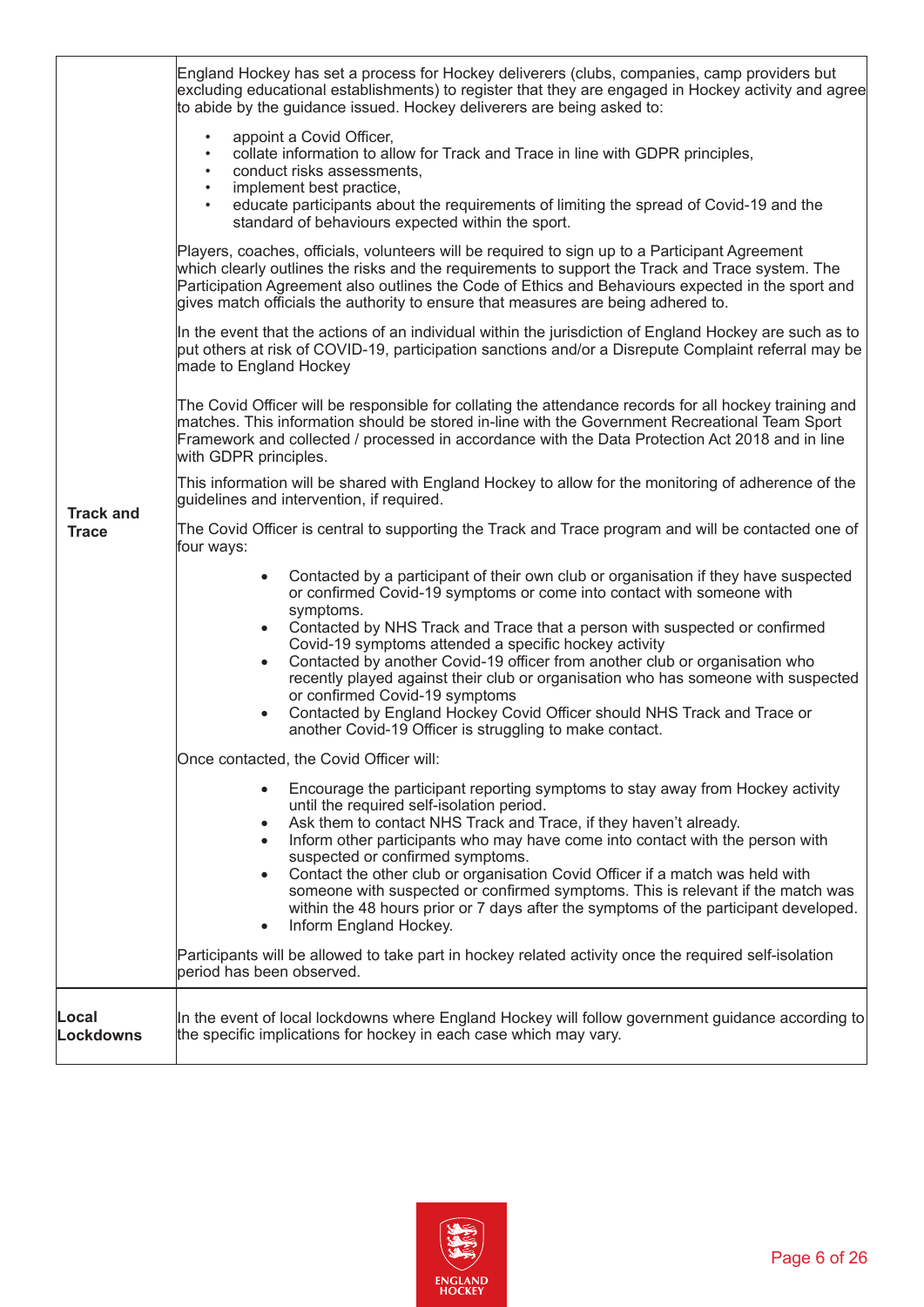| | |
|---|---|
| **Track and Trace** | England Hockey has set a process for Hockey deliverers (clubs, companies, camp providers but excluding educational establishments) to register that they are engaged in Hockey activity and agree to abide by the guidance issued. Hockey deliverers are being asked to:<br>• appoint a Covid Officer,<br>• collate information to allow for Track and Trace in line with GDPR principles,<br>• conduct risks assessments,<br>• implement best practice,<br>• educate participants about the requirements of limiting the spread of Covid-19 and the standard of behaviours expected within the sport.<br><br>Players, coaches, officials, volunteers will be required to sign up to a Participant Agreement which clearly outlines the risks and the requirements to support the Track and Trace system. The Participation Agreement also outlines the Code of Ethics and Behaviours expected in the sport and gives match officials the authority to ensure that measures are being adhered to.<br><br>In the event that the actions of an individual within the jurisdiction of England Hockey are such as to put others at risk of COVID-19, participation sanctions and/or a Disrepute Complaint referral may be made to England Hockey<br><br>The Covid Officer will be responsible for collating the attendance records for all hockey training and matches. This information should be stored in-line with the Government Recreational Team Sport Framework and collected / processed in accordance with the Data Protection Act 2018 and in line with GDPR principles.<br><br>This information will be shared with England Hockey to allow for the monitoring of adherence of the guidelines and intervention, if required.<br><br>The Covid Officer is central to supporting the Track and Trace program and will be contacted one of four ways:<br>• Contacted by a participant of their own club or organisation if they have suspected or confirmed Covid-19 symptoms or come into contact with someone with symptoms.<br>• Contacted by NHS Track and Trace that a person with suspected or confirmed Covid-19 symptoms attended a specific hockey activity<br>• Contacted by another Covid-19 officer from another club or organisation who recently played against their club or organisation who has someone with suspected or confirmed Covid-19 symptoms<br>• Contacted by England Hockey Covid Officer should NHS Track and Trace or another Covid-19 Officer is struggling to make contact.<br><br>Once contacted, the Covid Officer will:<br>• Encourage the participant reporting symptoms to stay away from Hockey activity until the required self-isolation period.<br>• Ask them to contact NHS Track and Trace, if they haven't already.<br>• Inform other participants who may have come into contact with the person with suspected or confirmed symptoms.<br>• Contact the other club or organisation Covid Officer if a match was held with someone with suspected or confirmed symptoms. This is relevant if the match was within the 48 hours prior or 7 days after the symptoms of the participant developed.<br>• Inform England Hockey.<br><br>Participants will be allowed to take part in hockey related activity once the required self-isolation period has been observed. |
| **Local Lockdowns** | In the event of local lockdowns where England Hockey will follow government guidance according to the specific implications for hockey in each case which may vary. |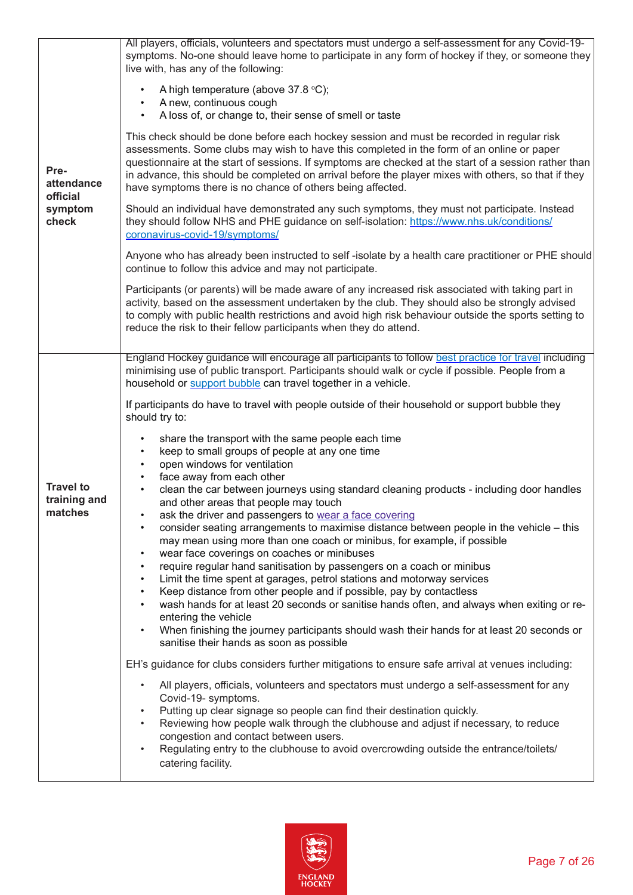| | |
|---|---|
| **Pre-attendance official symptom check** | All players, officials, volunteers and spectators must undergo a self-assessment for any Covid-19-symptoms. No-one should leave home to participate in any form of hockey if they, or someone they live with, has any of the following:<br>• A high temperature (above 37.8 °C);<br>• A new, continuous cough<br>• A loss of, or change to, their sense of smell or taste<br><br>This check should be done before each hockey session and must be recorded in regular risk assessments. Some clubs may wish to have this completed in the form of an online or paper questionnaire at the start of sessions. If symptoms are checked at the start of a session rather than in advance, this should be completed on arrival before the player mixes with others, so that if they have symptoms there is no chance of others being affected.<br><br>Should an individual have demonstrated any such symptoms, they must not participate. Instead they should follow NHS and PHE guidance on self-isolation: [https://www.nhs.uk/conditions/coronavirus-covid-19/symptoms/](https://www.nhs.uk/conditions/coronavirus-covid-19/symptoms/)<br><br>Anyone who has already been instructed to self -isolate by a health care practitioner or PHE should continue to follow this advice and may not participate.<br><br>Participants (or parents) will be made aware of any increased risk associated with taking part in activity, based on the assessment undertaken by the club. They should also be strongly advised to comply with public health restrictions and avoid high risk behaviour outside the sports setting to reduce the risk to their fellow participants when they do attend. |
| **Travel to training and matches** | England Hockey guidance will encourage all participants to follow best practice for travel including minimising use of public transport. Participants should walk or cycle if possible. People from a household or support bubble can travel together in a vehicle.<br><br>If participants do have to travel with people outside of their household or support bubble they should try to:<br>• share the transport with the same people each time<br>• keep to small groups of people at any one time<br>• open windows for ventilation<br>• face away from each other<br>• clean the car between journeys using standard cleaning products - including door handles and other areas that people may touch<br>• ask the driver and passengers to wear a face covering<br>• consider seating arrangements to maximise distance between people in the vehicle – this may mean using more than one coach or minibus, for example, if possible<br>• wear face coverings on coaches or minibuses<br>• require regular hand sanitisation by passengers on a coach or minibus<br>• Limit the time spent at garages, petrol stations and motorway services<br>• Keep distance from other people and if possible, pay by contactless<br>• wash hands for at least 20 seconds or sanitise hands often, and always when exiting or re-entering the vehicle<br>• When finishing the journey participants should wash their hands for at least 20 seconds or sanitise their hands as soon as possible<br><br>EH's guidance for clubs considers further mitigations to ensure safe arrival at venues including:<br>• All players, officials, volunteers and spectators must undergo a self-assessment for any Covid-19- symptoms.<br>• Putting up clear signage so people can find their destination quickly.<br>• Reviewing how people walk through the clubhouse and adjust if necessary, to reduce congestion and contact between users.<br>• Regulating entry to the clubhouse to avoid overcrowding outside the entrance/toilets/ catering facility. |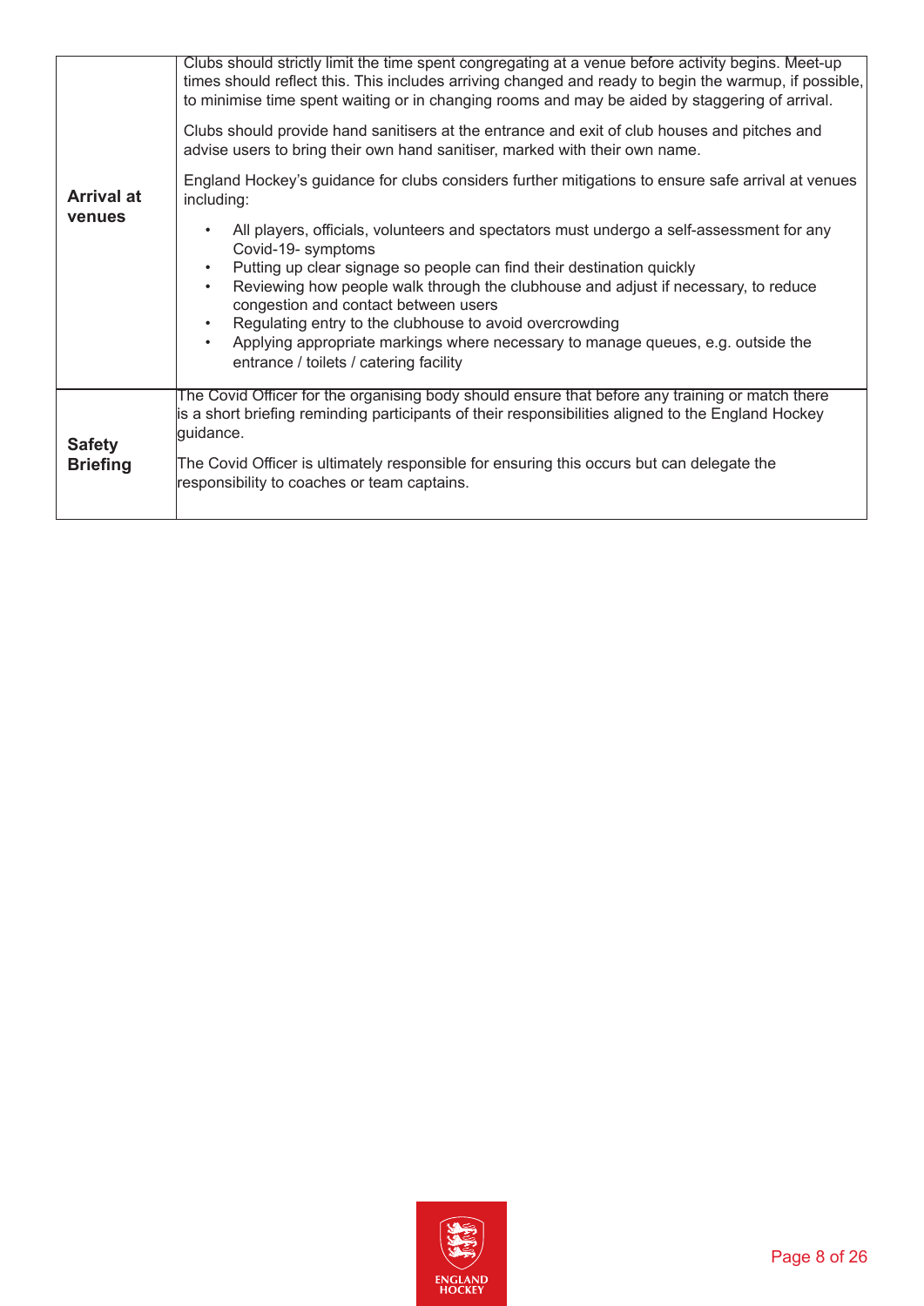| | |
|---|---|
| **Arrival at venues** | Clubs should strictly limit the time spent congregating at a venue before activity begins. Meet-up times should reflect this. This includes arriving changed and ready to begin the warmup, if possible, to minimise time spent waiting or in changing rooms and may be aided by staggering of arrival.<br><br>Clubs should provide hand sanitisers at the entrance and exit of club houses and pitches and advise users to bring their own hand sanitiser, marked with their own name.<br><br>England Hockey's guidance for clubs considers further mitigations to ensure safe arrival at venues including:<br><br>• All players, officials, volunteers and spectators must undergo a self-assessment for any Covid-19- symptoms<br>• Putting up clear signage so people can find their destination quickly<br>• Reviewing how people walk through the clubhouse and adjust if necessary, to reduce congestion and contact between users<br>• Regulating entry to the clubhouse to avoid overcrowding<br>• Applying appropriate markings where necessary to manage queues, e.g. outside the entrance / toilets / catering facility |
| **Safety Briefing** | The Covid Officer for the organising body should ensure that before any training or match there is a short briefing reminding participants of their responsibilities aligned to the England Hockey guidance.<br><br>The Covid Officer is ultimately responsible for ensuring this occurs but can delegate the responsibility to coaches or team captains. |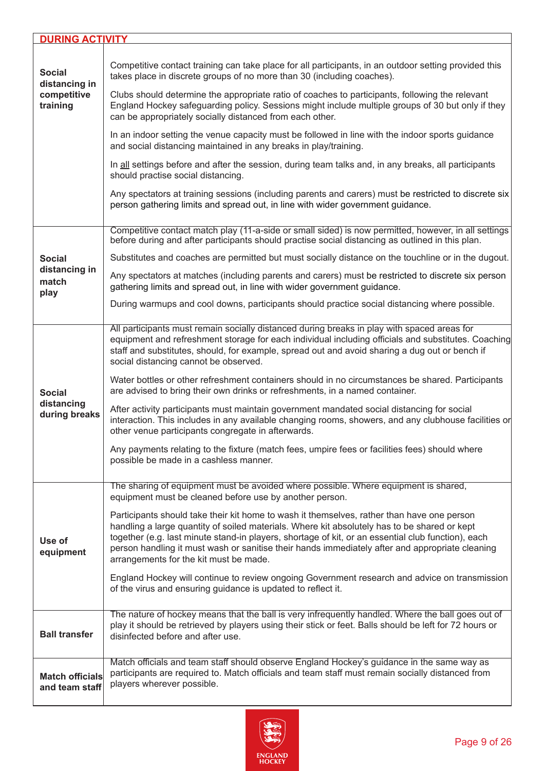| DURING ACTIVITY | |
|---|---|
| **Social distancing in competitive training** | Competitive contact training can take place for all participants, in an outdoor setting provided this takes place in discrete groups of no more than 30 (including coaches).<br><br>Clubs should determine the appropriate ratio of coaches to participants, following the relevant England Hockey safeguarding policy. Sessions might include multiple groups of 30 but only if they can be appropriately socially distanced from each other.<br><br>In an indoor setting the venue capacity must be followed in line with the indoor sports guidance and social distancing maintained in any breaks in play/training.<br><br>In all settings before and after the session, during team talks and, in any breaks, all participants should practise social distancing.<br><br>Any spectators at training sessions (including parents and carers) must be restricted to discrete six person gathering limits and spread out, in line with wider government guidance. |
| **Social distancing in match play** | Competitive contact match play (11-a-side or small sided) is now permitted, however, in all settings before during and after participants should practise social distancing as outlined in this plan.<br><br>Substitutes and coaches are permitted but must socially distance on the touchline or in the dugout.<br><br>Any spectators at matches (including parents and carers) must be restricted to discrete six person gathering limits and spread out, in line with wider government guidance.<br><br>During warmups and cool downs, participants should practice social distancing where possible. |
| **Social distancing during breaks** | All participants must remain socially distanced during breaks in play with spaced areas for equipment and refreshment storage for each individual including officials and substitutes. Coaching staff and substitutes, should, for example, spread out and avoid sharing a dug out or bench if social distancing cannot be observed.<br><br>Water bottles or other refreshment containers should in no circumstances be shared. Participants are advised to bring their own drinks or refreshments, in a named container.<br><br>After activity participants must maintain government mandated social distancing for social interaction. This includes in any available changing rooms, showers, and any clubhouse facilities or other venue participants congregate in afterwards.<br><br>Any payments relating to the fixture (match fees, umpire fees or facilities fees) should where possible be made in a cashless manner. |
| **Use of equipment** | The sharing of equipment must be avoided where possible. Where equipment is shared, equipment must be cleaned before use by another person.<br><br>Participants should take their kit home to wash it themselves, rather than have one person handling a large quantity of soiled materials. Where kit absolutely has to be shared or kept together (e.g. last minute stand-in players, shortage of kit, or an essential club function), each person handling it must wash or sanitise their hands immediately after and appropriate cleaning arrangements for the kit must be made.<br><br>England Hockey will continue to review ongoing Government research and advice on transmission of the virus and ensuring guidance is updated to reflect it. |
| **Ball transfer** | The nature of hockey means that the ball is very infrequently handled. Where the ball goes out of play it should be retrieved by players using their stick or feet. Balls should be left for 72 hours or disinfected before and after use. |
| **Match officials and team staff** | Match officials and team staff should observe England Hockey's guidance in the same way as participants are required to. Match officials and team staff must remain socially distanced from players wherever possible. |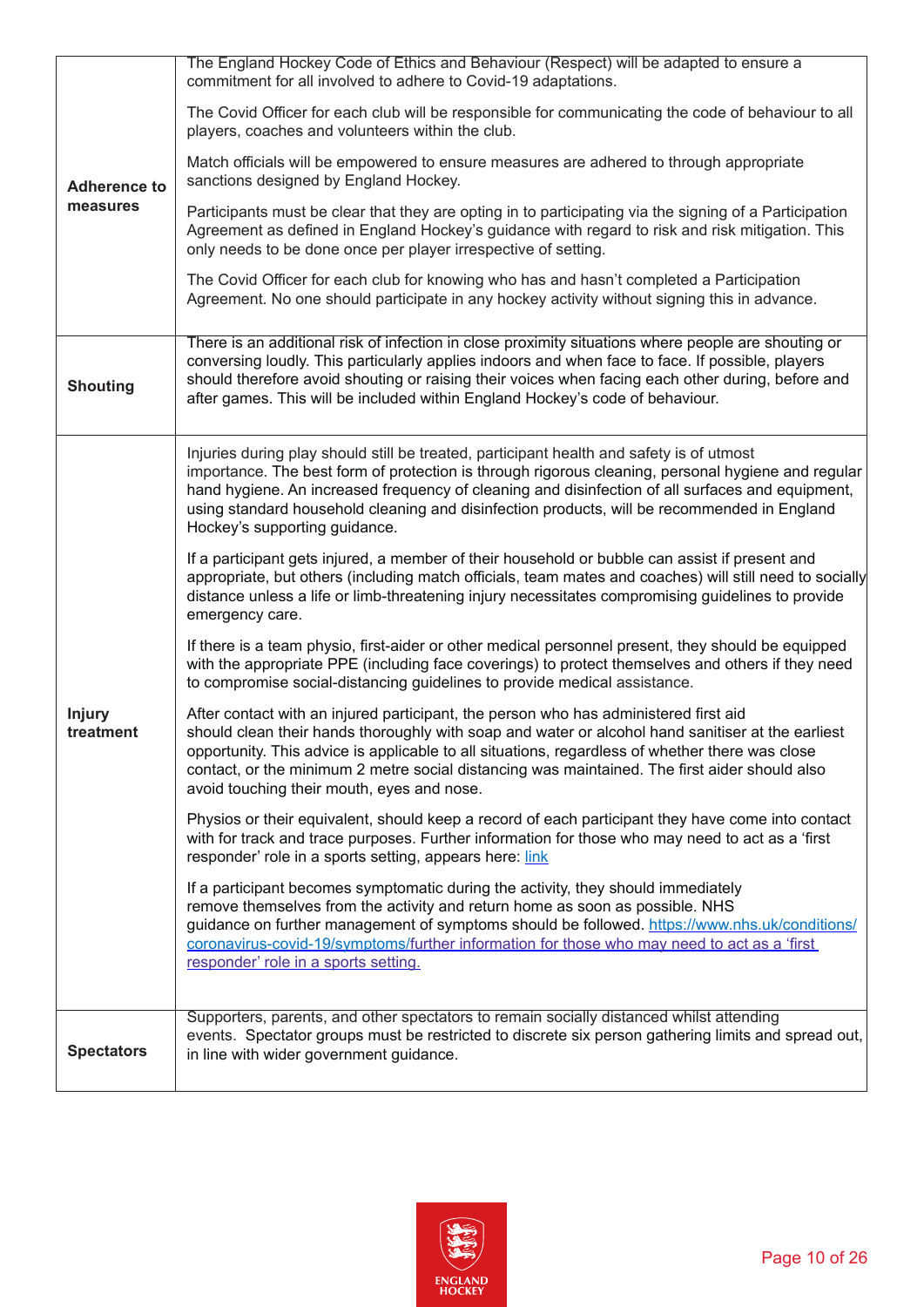| | |
|---|---|
| **Adherence to measures** | The England Hockey Code of Ethics and Behaviour (Respect) will be adapted to ensure a commitment for all involved to adhere to Covid-19 adaptations.<br><br>The Covid Officer for each club will be responsible for communicating the code of behaviour to all players, coaches and volunteers within the club.<br><br>Match officials will be empowered to ensure measures are adhered to through appropriate sanctions designed by England Hockey.<br><br>Participants must be clear that they are opting in to participating via the signing of a Participation Agreement as defined in England Hockey's guidance with regard to risk and risk mitigation. This only needs to be done once per player irrespective of setting.<br><br>The Covid Officer for each club for knowing who has and hasn't completed a Participation Agreement. No one should participate in any hockey activity without signing this in advance. |
| **Shouting** | There is an additional risk of infection in close proximity situations where people are shouting or conversing loudly. This particularly applies indoors and when face to face. If possible, players should therefore avoid shouting or raising their voices when facing each other during, before and after games. This will be included within England Hockey's code of behaviour. |
| **Injury treatment** | Injuries during play should still be treated, participant health and safety is of utmost importance. The best form of protection is through rigorous cleaning, personal hygiene and regular hand hygiene. An increased frequency of cleaning and disinfection of all surfaces and equipment, using standard household cleaning and disinfection products, will be recommended in England Hockey's supporting guidance.<br><br>If a participant gets injured, a member of their household or bubble can assist if present and appropriate, but others (including match officials, team mates and coaches) will still need to socially distance unless a life or limb-threatening injury necessitates compromising guidelines to provide emergency care.<br><br>If there is a team physio, first-aider or other medical personnel present, they should be equipped with the appropriate PPE (including face coverings) to protect themselves and others if they need to compromise social-distancing guidelines to provide medical assistance.<br><br>After contact with an injured participant, the person who has administered first aid should clean their hands thoroughly with soap and water or alcohol hand sanitiser at the earliest opportunity. This advice is applicable to all situations, regardless of whether there was close contact, or the minimum 2 metre social distancing was maintained. The first aider should also avoid touching their mouth, eyes and nose.<br><br>Physios or their equivalent, should keep a record of each participant they have come into contact with for track and trace purposes. Further information for those who may need to act as a 'first responder' role in a sports setting, appears here: link<br><br>If a participant becomes symptomatic during the activity, they should immediately remove themselves from the activity and return home as soon as possible. NHS guidance on further management of symptoms should be followed. https://www.nhs.uk/conditions/coronavirus-covid-19/symptoms/further information for those who may need to act as a 'first responder' role in a sports setting. |
| **Spectators** | Supporters, parents, and other spectators to remain socially distanced whilst attending events. Spectator groups must be restricted to discrete six person gathering limits and spread out, in line with wider government guidance. |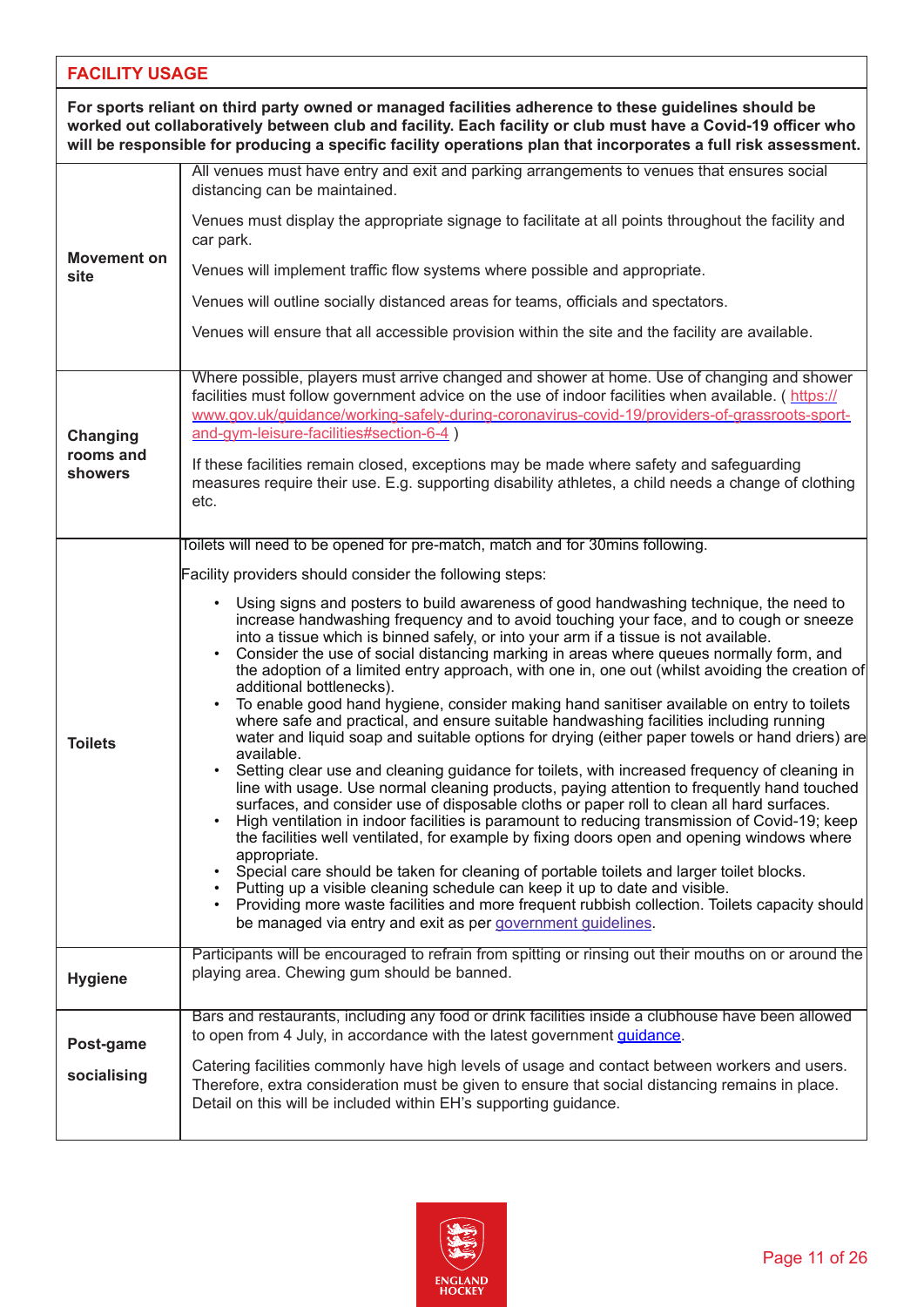## FACILITY USAGE

**For sports reliant on third party owned or managed facilities adherence to these guidelines should be worked out collaboratively between club and facility. Each facility or club must have a Covid-19 officer who will be responsible for producing a specific facility operations plan that incorporates a full risk assessment.**

| | |
|---|---|
| **Movement on site** | All venues must have entry and exit and parking arrangements to venues that ensures social distancing can be maintained.<br><br>Venues must display the appropriate signage to facilitate at all points throughout the facility and car park.<br><br>Venues will implement traffic flow systems where possible and appropriate.<br><br>Venues will outline socially distanced areas for teams, officials and spectators.<br><br>Venues will ensure that all accessible provision within the site and the facility are available. |
| **Changing rooms and showers** | Where possible, players must arrive changed and shower at home. Use of changing and shower facilities must follow government advice on the use of indoor facilities when available. ( https://www.gov.uk/guidance/working-safely-during-coronavirus-covid-19/providers-of-grassroots-sport-and-gym-leisure-facilities#section-6-4 )<br><br>If these facilities remain closed, exceptions may be made where safety and safeguarding measures require their use. E.g. supporting disability athletes, a child needs a change of clothing etc. |
| **Toilets** | Toilets will need to be opened for pre-match, match and for 30mins following.<br><br>Facility providers should consider the following steps:<br><br>• Using signs and posters to build awareness of good handwashing technique, the need to increase handwashing frequency and to avoid touching your face, and to cough or sneeze into a tissue which is binned safely, or into your arm if a tissue is not available.<br>• Consider the use of social distancing marking in areas where queues normally form, and the adoption of a limited entry approach, with one in, one out (whilst avoiding the creation of additional bottlenecks).<br>• To enable good hand hygiene, consider making hand sanitiser available on entry to toilets where safe and practical, and ensure suitable handwashing facilities including running water and liquid soap and suitable options for drying (either paper towels or hand driers) are available.<br>• Setting clear use and cleaning guidance for toilets, with increased frequency of cleaning in line with usage. Use normal cleaning products, paying attention to frequently hand touched surfaces, and consider use of disposable cloths or paper roll to clean all hard surfaces.<br>• High ventilation in indoor facilities is paramount to reducing transmission of Covid-19; keep the facilities well ventilated, for example by fixing doors open and opening windows where appropriate.<br>• Special care should be taken for cleaning of portable toilets and larger toilet blocks.<br>• Putting up a visible cleaning schedule can keep it up to date and visible.<br>• Providing more waste facilities and more frequent rubbish collection. Toilets capacity should be managed via entry and exit as per government guidelines. |
| **Hygiene** | Participants will be encouraged to refrain from spitting or rinsing out their mouths on or around the playing area. Chewing gum should be banned. |
| **Post-game socialising** | Bars and restaurants, including any food or drink facilities inside a clubhouse have been allowed to open from 4 July, in accordance with the latest government guidance.<br><br>Catering facilities commonly have high levels of usage and contact between workers and users. Therefore, extra consideration must be given to ensure that social distancing remains in place. Detail on this will be included within EH's supporting guidance. |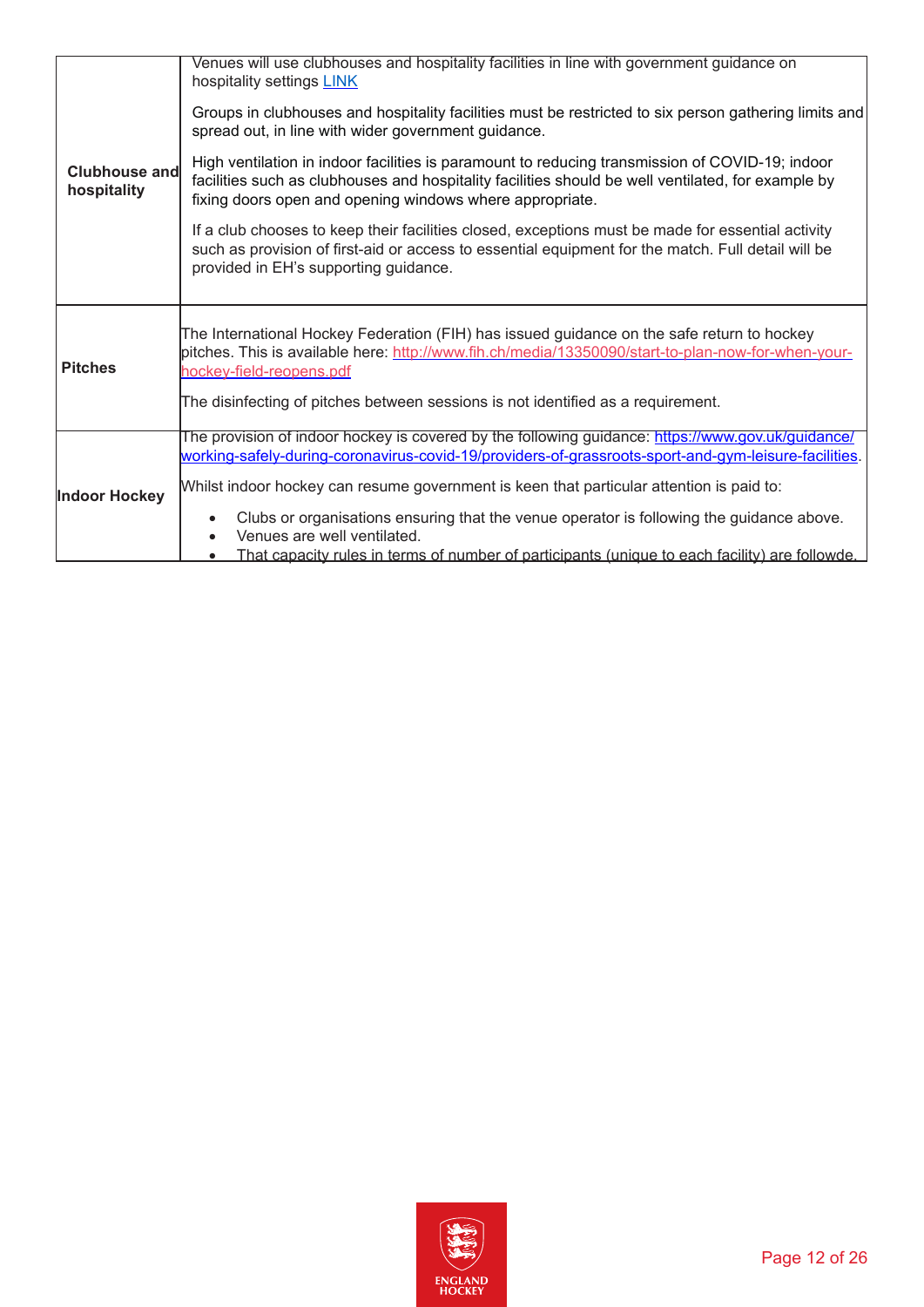| | |
|---|---|
| **Clubhouse and hospitality** | Venues will use clubhouses and hospitality facilities in line with government guidance on hospitality settings [LINK]<br><br>Groups in clubhouses and hospitality facilities must be restricted to six person gathering limits and spread out, in line with wider government guidance.<br><br>High ventilation in indoor facilities is paramount to reducing transmission of COVID-19; indoor facilities such as clubhouses and hospitality facilities should be well ventilated, for example by fixing doors open and opening windows where appropriate.<br><br>If a club chooses to keep their facilities closed, exceptions must be made for essential activity such as provision of first-aid or access to essential equipment for the match. Full detail will be provided in EH's supporting guidance. |
| **Pitches** | The International Hockey Federation (FIH) has issued guidance on the safe return to hockey pitches. This is available here: http://www.fih.ch/media/13350090/start-to-plan-now-for-when-your-hockey-field-reopens.pdf<br><br>The disinfecting of pitches between sessions is not identified as a requirement. |
| **Indoor Hockey** | The provision of indoor hockey is covered by the following guidance: https://www.gov.uk/guidance/working-safely-during-coronavirus-covid-19/providers-of-grassroots-sport-and-gym-leisure-facilities.<br><br>Whilst indoor hockey can resume government is keen that particular attention is paid to:<br>• Clubs or organisations ensuring that the venue operator is following the guidance above.<br>• Venues are well ventilated.<br>• That capacity rules in terms of number of participants (unique to each facility) are followde. |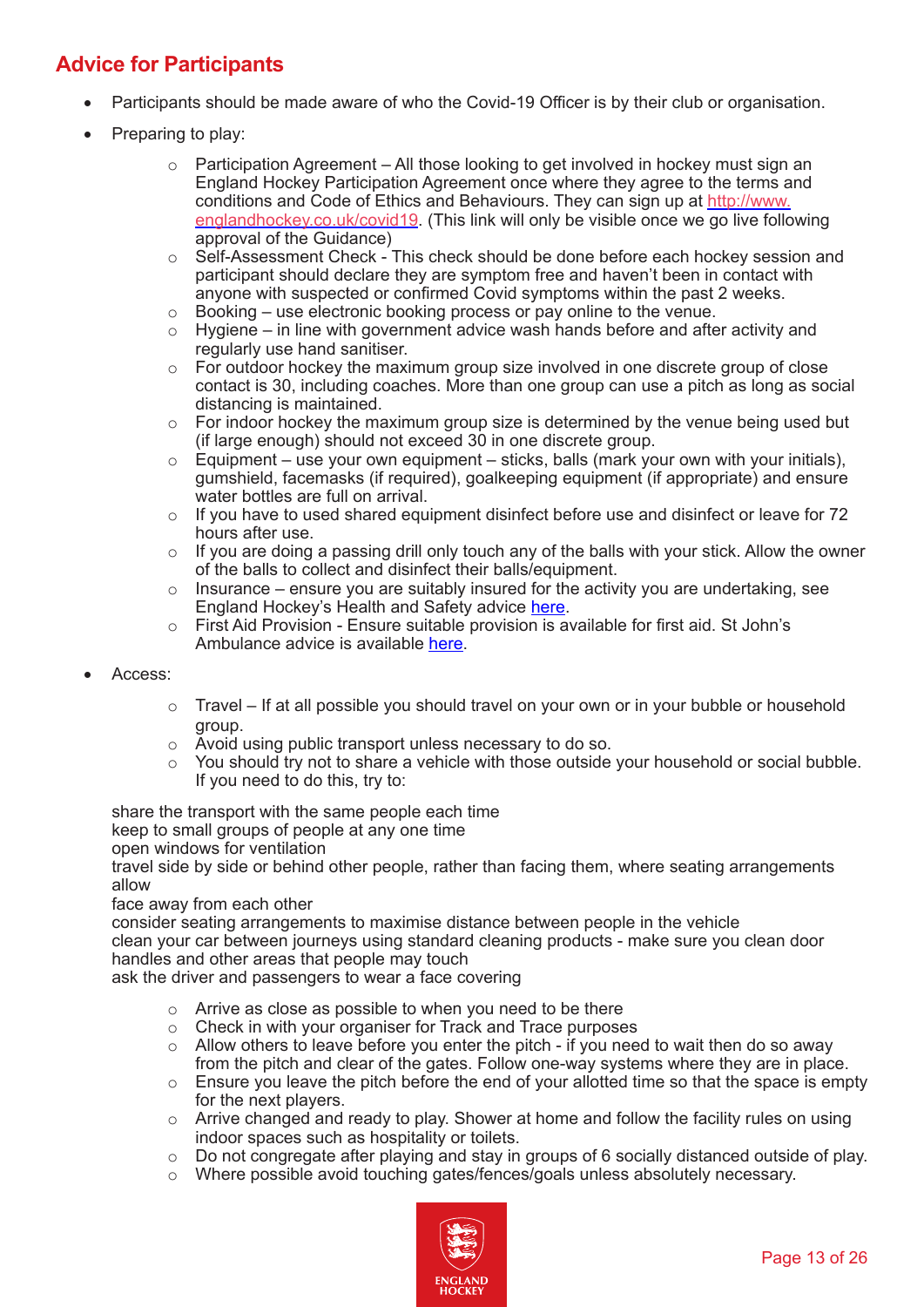## Advice for Participants

- Participants should be made aware of who the Covid-19 Officer is by their club or organisation.
- Preparing to play:
    - Participation Agreement – All those looking to get involved in hockey must sign an England Hockey Participation Agreement once where they agree to the terms and conditions and Code of Ethics and Behaviours. They can sign up at [http://www.englandhockey.co.uk/covid19](http://www.englandhockey.co.uk/covid19). (This link will only be visible once we go live following approval of the Guidance)
    - Self-Assessment Check - This check should be done before each hockey session and participant should declare they are symptom free and haven't been in contact with anyone with suspected or confirmed Covid symptoms within the past 2 weeks.
    - Booking – use electronic booking process or pay online to the venue.
    - Hygiene – in line with government advice wash hands before and after activity and regularly use hand sanitiser.
    - For outdoor hockey the maximum group size involved in one discrete group of close contact is 30, including coaches. More than one group can use a pitch as long as social distancing is maintained.
    - For indoor hockey the maximum group size is determined by the venue being used but (if large enough) should not exceed 30 in one discrete group.
    - Equipment – use your own equipment – sticks, balls (mark your own with your initials), gumshield, facemasks (if required), goalkeeping equipment (if appropriate) and ensure water bottles are full on arrival.
    - If you have to used shared equipment disinfect before use and disinfect or leave for 72 hours after use.
    - If you are doing a passing drill only touch any of the balls with your stick. Allow the owner of the balls to collect and disinfect their balls/equipment.
    - Insurance – ensure you are suitably insured for the activity you are undertaking, see England Hockey's Health and Safety advice here.
    - First Aid Provision - Ensure suitable provision is available for first aid. St John's Ambulance advice is available here.
- Access:
    - Travel – If at all possible you should travel on your own or in your bubble or household group.
    - Avoid using public transport unless necessary to do so.
    - You should try not to share a vehicle with those outside your household or social bubble. If you need to do this, try to:

share the transport with the same people each time
keep to small groups of people at any one time
open windows for ventilation
travel side by side or behind other people, rather than facing them, where seating arrangements allow
face away from each other
consider seating arrangements to maximise distance between people in the vehicle
clean your car between journeys using standard cleaning products - make sure you clean door handles and other areas that people may touch
ask the driver and passengers to wear a face covering

- Arrive as close as possible to when you need to be there
- Check in with your organiser for Track and Trace purposes
- Allow others to leave before you enter the pitch - if you need to wait then do so away from the pitch and clear of the gates. Follow one-way systems where they are in place.
- Ensure you leave the pitch before the end of your allotted time so that the space is empty for the next players.
- Arrive changed and ready to play. Shower at home and follow the facility rules on using indoor spaces such as hospitality or toilets.
- Do not congregate after playing and stay in groups of 6 socially distanced outside of play.
- Where possible avoid touching gates/fences/goals unless absolutely necessary.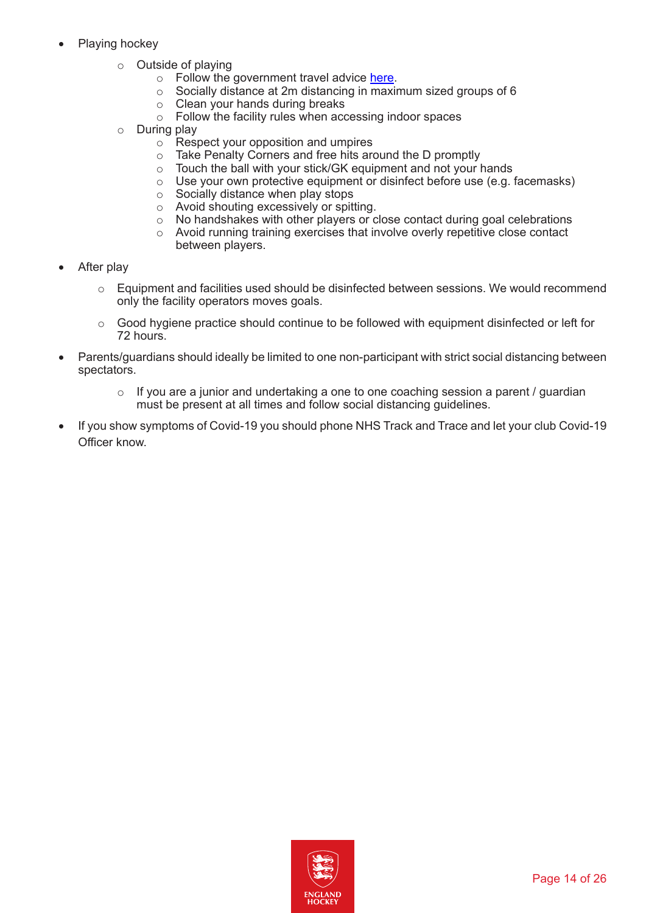- Playing hockey
    - Outside of playing
        - Follow the government travel advice [here](#).
        - Socially distance at 2m distancing in maximum sized groups of 6
        - Clean your hands during breaks
        - Follow the facility rules when accessing indoor spaces
    - During play
        - Respect your opposition and umpires
        - Take Penalty Corners and free hits around the D promptly
        - Touch the ball with your stick/GK equipment and not your hands
        - Use your own protective equipment or disinfect before use (e.g. facemasks)
        - Socially distance when play stops
        - Avoid shouting excessively or spitting.
        - No handshakes with other players or close contact during goal celebrations
        - Avoid running training exercises that involve overly repetitive close contact between players.
- After play
    - Equipment and facilities used should be disinfected between sessions. We would recommend only the facility operators moves goals.
    - Good hygiene practice should continue to be followed with equipment disinfected or left for 72 hours.
- Parents/guardians should ideally be limited to one non-participant with strict social distancing between spectators.
    - If you are a junior and undertaking a one to one coaching session a parent / guardian must be present at all times and follow social distancing guidelines.
- If you show symptoms of Covid-19 you should phone NHS Track and Trace and let your club Covid-19 Officer know.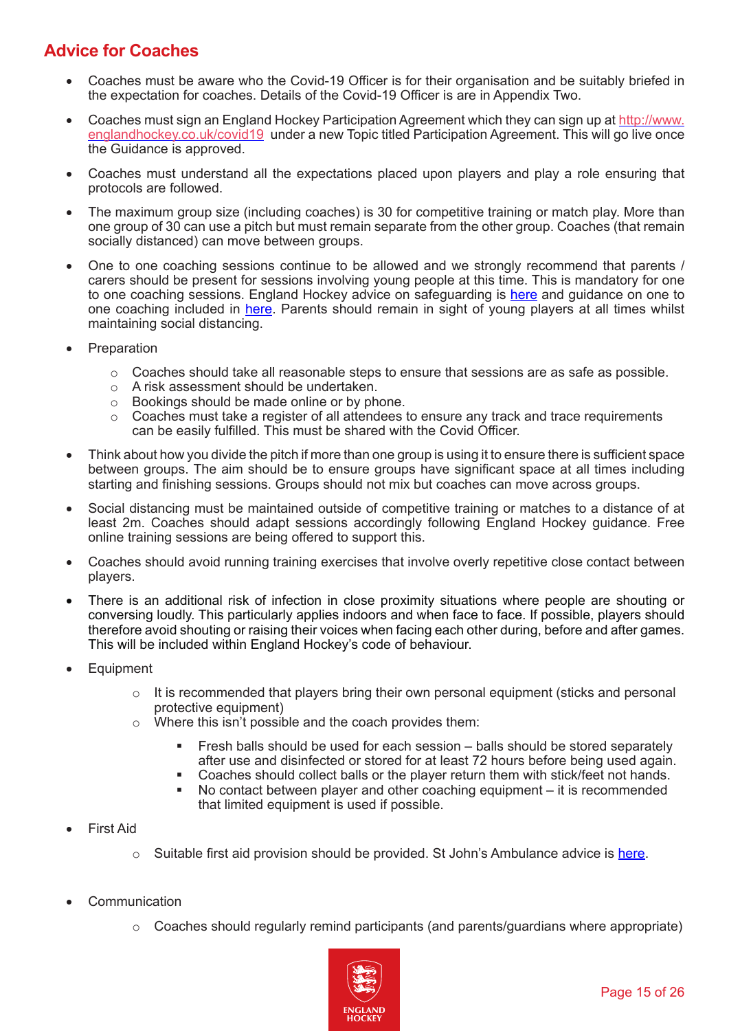## Advice for Coaches

- Coaches must be aware who the Covid-19 Officer is for their organisation and be suitably briefed in the expectation for coaches. Details of the Covid-19 Officer is are in Appendix Two.
- Coaches must sign an England Hockey Participation Agreement which they can sign up at [http://www.englandhockey.co.uk/covid19](http://www.englandhockey.co.uk/covid19) under a new Topic titled Participation Agreement. This will go live once the Guidance is approved.
- Coaches must understand all the expectations placed upon players and play a role ensuring that protocols are followed.
- The maximum group size (including coaches) is 30 for competitive training or match play. More than one group of 30 can use a pitch but must remain separate from the other group. Coaches (that remain socially distanced) can move between groups.
- One to one coaching sessions continue to be allowed and we strongly recommend that parents / carers should be present for sessions involving young people at this time. This is mandatory for one to one coaching sessions. England Hockey advice on safeguarding is here and guidance on one to one coaching included in here. Parents should remain in sight of young players at all times whilst maintaining social distancing.
- Preparation
  - Coaches should take all reasonable steps to ensure that sessions are as safe as possible.
  - A risk assessment should be undertaken.
  - Bookings should be made online or by phone.
  - Coaches must take a register of all attendees to ensure any track and trace requirements can be easily fulfilled. This must be shared with the Covid Officer.
- Think about how you divide the pitch if more than one group is using it to ensure there is sufficient space between groups. The aim should be to ensure groups have significant space at all times including starting and finishing sessions. Groups should not mix but coaches can move across groups.
- Social distancing must be maintained outside of competitive training or matches to a distance of at least 2m. Coaches should adapt sessions accordingly following England Hockey guidance. Free online training sessions are being offered to support this.
- Coaches should avoid running training exercises that involve overly repetitive close contact between players.
- There is an additional risk of infection in close proximity situations where people are shouting or conversing loudly. This particularly applies indoors and when face to face. If possible, players should therefore avoid shouting or raising their voices when facing each other during, before and after games. This will be included within England Hockey's code of behaviour.
- Equipment
  - It is recommended that players bring their own personal equipment (sticks and personal protective equipment)
  - Where this isn't possible and the coach provides them:
    - Fresh balls should be used for each session – balls should be stored separately after use and disinfected or stored for at least 72 hours before being used again.
    - Coaches should collect balls or the player return them with stick/feet not hands.
    - No contact between player and other coaching equipment – it is recommended that limited equipment is used if possible.
- First Aid
  - Suitable first aid provision should be provided. St John's Ambulance advice is here.
- Communication
  - Coaches should regularly remind participants (and parents/guardians where appropriate)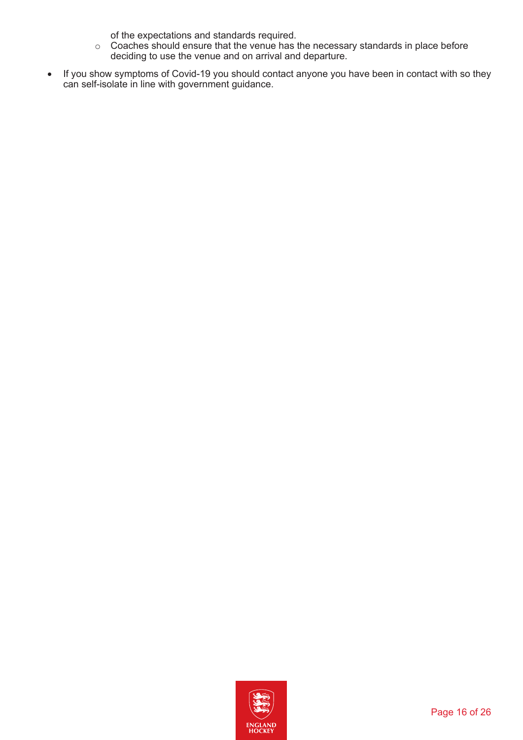of the expectations and standards required.
  - Coaches should ensure that the venue has the necessary standards in place before deciding to use the venue and on arrival and departure.
- If you show symptoms of Covid-19 you should contact anyone you have been in contact with so they can self-isolate in line with government guidance.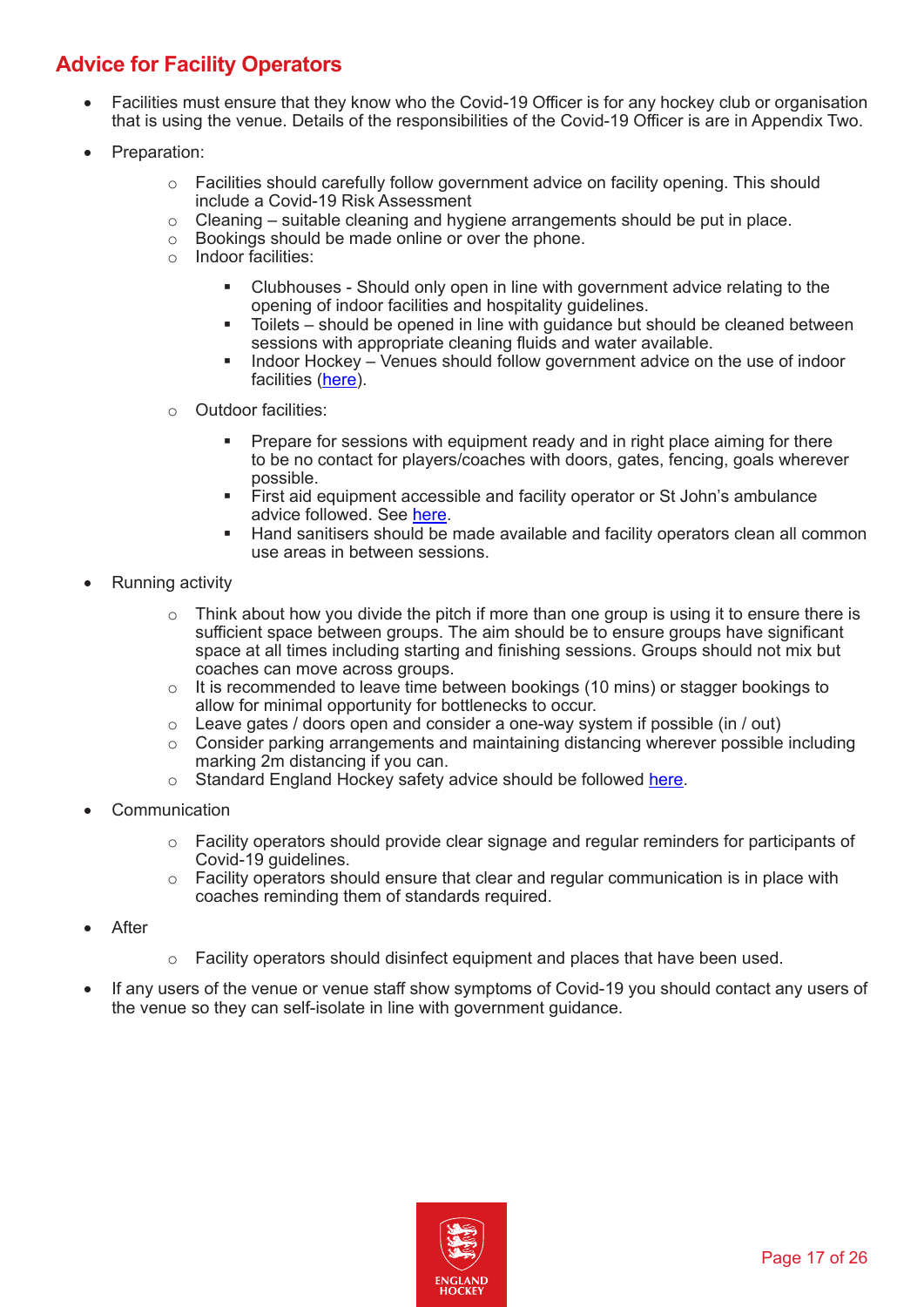## Advice for Facility Operators

- Facilities must ensure that they know who the Covid-19 Officer is for any hockey club or organisation that is using the venue. Details of the responsibilities of the Covid-19 Officer is are in Appendix Two.
- Preparation:
    - Facilities should carefully follow government advice on facility opening. This should include a Covid-19 Risk Assessment
    - Cleaning – suitable cleaning and hygiene arrangements should be put in place.
    - Bookings should be made online or over the phone.
    - Indoor facilities:
        - Clubhouses - Should only open in line with government advice relating to the opening of indoor facilities and hospitality guidelines.
        - Toilets – should be opened in line with guidance but should be cleaned between sessions with appropriate cleaning fluids and water available.
        - Indoor Hockey – Venues should follow government advice on the use of indoor facilities (here).
    - Outdoor facilities:
        - Prepare for sessions with equipment ready and in right place aiming for there to be no contact for players/coaches with doors, gates, fencing, goals wherever possible.
        - First aid equipment accessible and facility operator or St John's ambulance advice followed. See here.
        - Hand sanitisers should be made available and facility operators clean all common use areas in between sessions.
- Running activity
    - Think about how you divide the pitch if more than one group is using it to ensure there is sufficient space between groups. The aim should be to ensure groups have significant space at all times including starting and finishing sessions. Groups should not mix but coaches can move across groups.
    - It is recommended to leave time between bookings (10 mins) or stagger bookings to allow for minimal opportunity for bottlenecks to occur.
    - Leave gates / doors open and consider a one-way system if possible (in / out)
    - Consider parking arrangements and maintaining distancing wherever possible including marking 2m distancing if you can.
    - Standard England Hockey safety advice should be followed here.
- Communication
    - Facility operators should provide clear signage and regular reminders for participants of Covid-19 guidelines.
    - Facility operators should ensure that clear and regular communication is in place with coaches reminding them of standards required.
- After
    - Facility operators should disinfect equipment and places that have been used.
- If any users of the venue or venue staff show symptoms of Covid-19 you should contact any users of the venue so they can self-isolate in line with government guidance.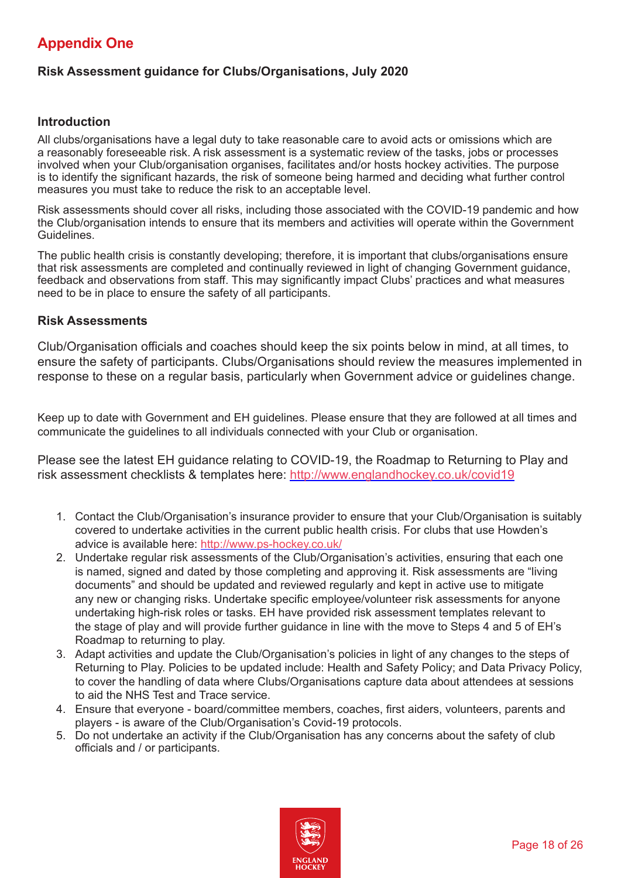# Appendix One

**Risk Assessment guidance for Clubs/Organisations, July 2020**

### Introduction

All clubs/organisations have a legal duty to take reasonable care to avoid acts or omissions which are a reasonably foreseeable risk. A risk assessment is a systematic review of the tasks, jobs or processes involved when your Club/organisation organises, facilitates and/or hosts hockey activities. The purpose is to identify the significant hazards, the risk of someone being harmed and deciding what further control measures you must take to reduce the risk to an acceptable level.

Risk assessments should cover all risks, including those associated with the COVID-19 pandemic and how the Club/organisation intends to ensure that its members and activities will operate within the Government Guidelines.

The public health crisis is constantly developing; therefore, it is important that clubs/organisations ensure that risk assessments are completed and continually reviewed in light of changing Government guidance, feedback and observations from staff. This may significantly impact Clubs' practices and what measures need to be in place to ensure the safety of all participants.

### Risk Assessments

Club/Organisation officials and coaches should keep the six points below in mind, at all times, to ensure the safety of participants. Clubs/Organisations should review the measures implemented in response to these on a regular basis, particularly when Government advice or guidelines change.

Keep up to date with Government and EH guidelines. Please ensure that they are followed at all times and communicate the guidelines to all individuals connected with your Club or organisation.

Please see the latest EH guidance relating to COVID-19, the Roadmap to Returning to Play and risk assessment checklists & templates here: http://www.englandhockey.co.uk/covid19

1. Contact the Club/Organisation's insurance provider to ensure that your Club/Organisation is suitably covered to undertake activities in the current public health crisis. For clubs that use Howden's advice is available here: http://www.ps-hockey.co.uk/
2. Undertake regular risk assessments of the Club/Organisation's activities, ensuring that each one is named, signed and dated by those completing and approving it. Risk assessments are "living documents" and should be updated and reviewed regularly and kept in active use to mitigate any new or changing risks. Undertake specific employee/volunteer risk assessments for anyone undertaking high-risk roles or tasks. EH have provided risk assessment templates relevant to the stage of play and will provide further guidance in line with the move to Steps 4 and 5 of EH's Roadmap to returning to play.
3. Adapt activities and update the Club/Organisation's policies in light of any changes to the steps of Returning to Play. Policies to be updated include: Health and Safety Policy; and Data Privacy Policy, to cover the handling of data where Clubs/Organisations capture data about attendees at sessions to aid the NHS Test and Trace service.
4. Ensure that everyone - board/committee members, coaches, first aiders, volunteers, parents and players - is aware of the Club/Organisation's Covid-19 protocols.
5. Do not undertake an activity if the Club/Organisation has any concerns about the safety of club officials and / or participants.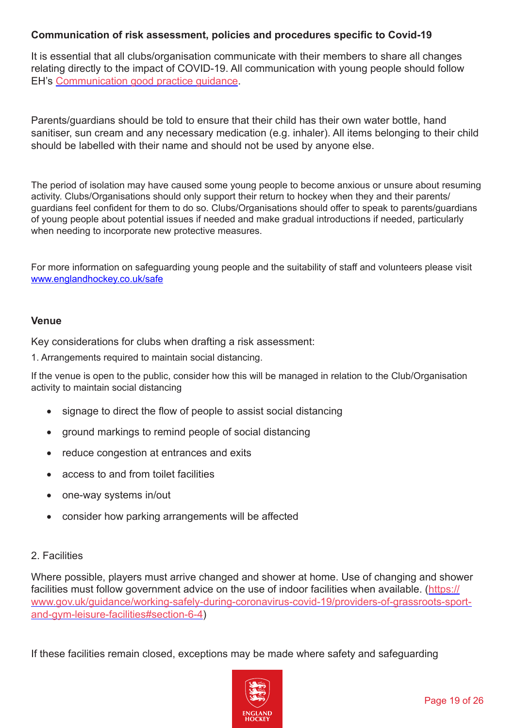**Communication of risk assessment, policies and procedures specific to Covid-19**

It is essential that all clubs/organisation communicate with their members to share all changes relating directly to the impact of COVID-19. All communication with young people should follow EH's [Communication good practice guidance](Communication good practice guidance).

Parents/guardians should be told to ensure that their child has their own water bottle, hand sanitiser, sun cream and any necessary medication (e.g. inhaler). All items belonging to their child should be labelled with their name and should not be used by anyone else.

The period of isolation may have caused some young people to become anxious or unsure about resuming activity. Clubs/Organisations should only support their return to hockey when they and their parents/guardians feel confident for them to do so. Clubs/Organisations should offer to speak to parents/guardians of young people about potential issues if needed and make gradual introductions if needed, particularly when needing to incorporate new protective measures.

For more information on safeguarding young people and the suitability of staff and volunteers please visit www.englandhockey.co.uk/safe

**Venue**

Key considerations for clubs when drafting a risk assessment:

1. Arrangements required to maintain social distancing.

If the venue is open to the public, consider how this will be managed in relation to the Club/Organisation activity to maintain social distancing

- signage to direct the flow of people to assist social distancing
- ground markings to remind people of social distancing
- reduce congestion at entrances and exits
- access to and from toilet facilities
- one-way systems in/out
- consider how parking arrangements will be affected

2. Facilities

Where possible, players must arrive changed and shower at home. Use of changing and shower facilities must follow government advice on the use of indoor facilities when available. (https://www.gov.uk/guidance/working-safely-during-coronavirus-covid-19/providers-of-grassroots-sport-and-gym-leisure-facilities#section-6-4)

If these facilities remain closed, exceptions may be made where safety and safeguarding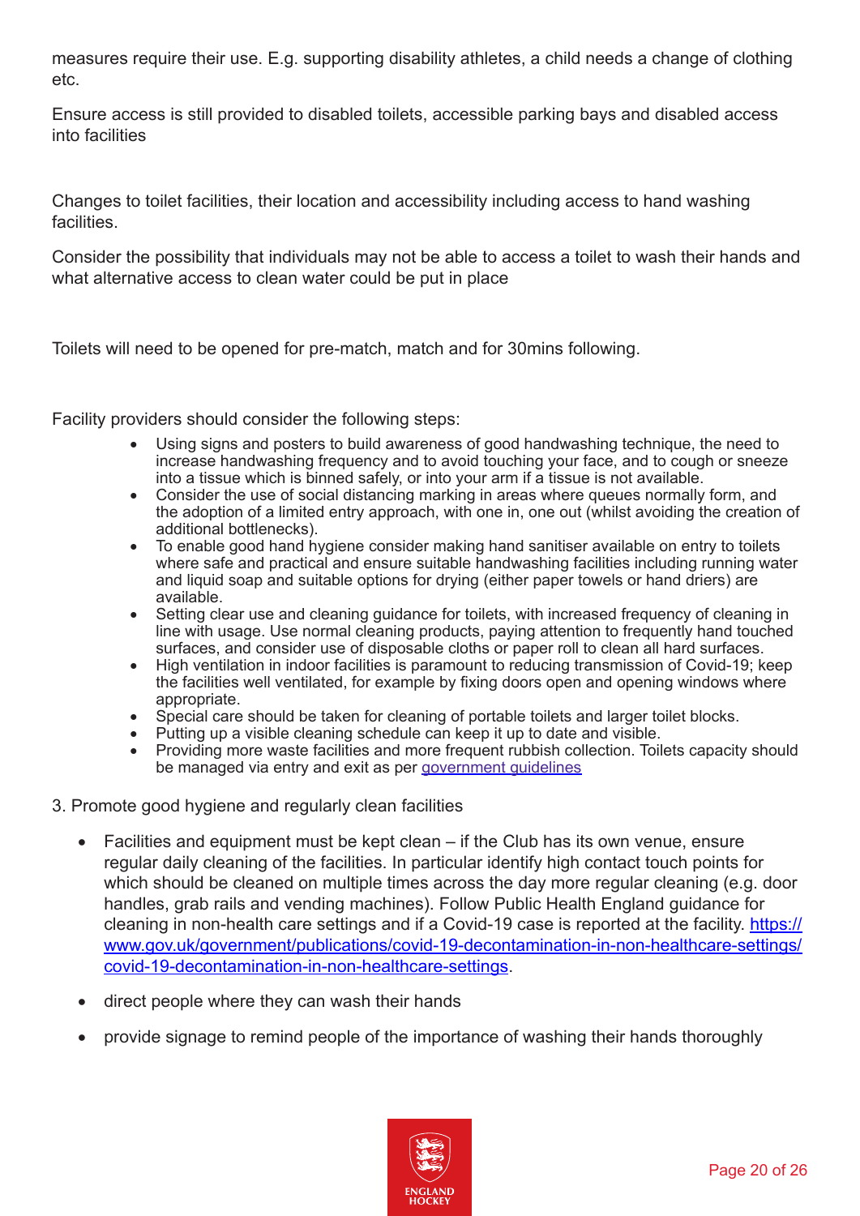measures require their use. E.g. supporting disability athletes, a child needs a change of clothing etc.

Ensure access is still provided to disabled toilets, accessible parking bays and disabled access into facilities

Changes to toilet facilities, their location and accessibility including access to hand washing facilities.

Consider the possibility that individuals may not be able to access a toilet to wash their hands and what alternative access to clean water could be put in place

Toilets will need to be opened for pre-match, match and for 30mins following.

Facility providers should consider the following steps:

- Using signs and posters to build awareness of good handwashing technique, the need to increase handwashing frequency and to avoid touching your face, and to cough or sneeze into a tissue which is binned safely, or into your arm if a tissue is not available.
- Consider the use of social distancing marking in areas where queues normally form, and the adoption of a limited entry approach, with one in, one out (whilst avoiding the creation of additional bottlenecks).
- To enable good hand hygiene consider making hand sanitiser available on entry to toilets where safe and practical and ensure suitable handwashing facilities including running water and liquid soap and suitable options for drying (either paper towels or hand driers) are available.
- Setting clear use and cleaning guidance for toilets, with increased frequency of cleaning in line with usage. Use normal cleaning products, paying attention to frequently hand touched surfaces, and consider use of disposable cloths or paper roll to clean all hard surfaces.
- High ventilation in indoor facilities is paramount to reducing transmission of Covid-19; keep the facilities well ventilated, for example by fixing doors open and opening windows where appropriate.
- Special care should be taken for cleaning of portable toilets and larger toilet blocks.
- Putting up a visible cleaning schedule can keep it up to date and visible.
- Providing more waste facilities and more frequent rubbish collection. Toilets capacity should be managed via entry and exit as per [government guidelines]()

3. Promote good hygiene and regularly clean facilities

- Facilities and equipment must be kept clean – if the Club has its own venue, ensure regular daily cleaning of the facilities. In particular identify high contact touch points for which should be cleaned on multiple times across the day more regular cleaning (e.g. door handles, grab rails and vending machines). Follow Public Health England guidance for cleaning in non-health care settings and if a Covid-19 case is reported at the facility. [https://www.gov.uk/government/publications/covid-19-decontamination-in-non-healthcare-settings/covid-19-decontamination-in-non-healthcare-settings](https://www.gov.uk/government/publications/covid-19-decontamination-in-non-healthcare-settings/covid-19-decontamination-in-non-healthcare-settings).
- direct people where they can wash their hands
- provide signage to remind people of the importance of washing their hands thoroughly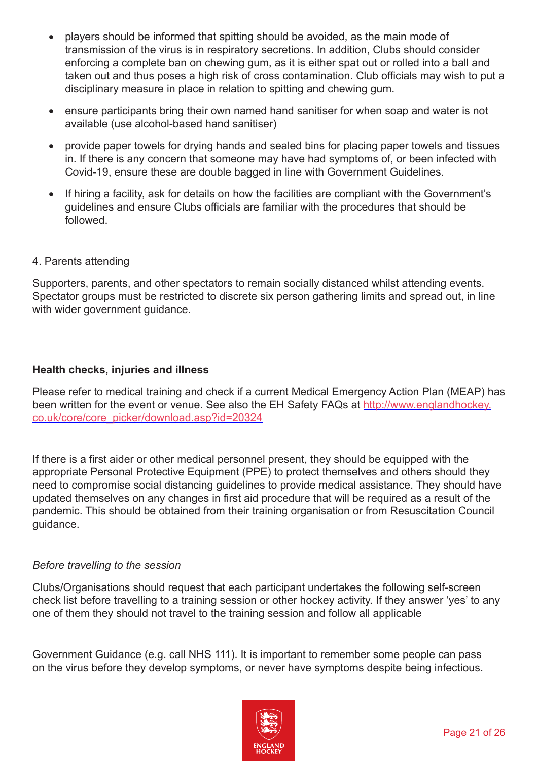- players should be informed that spitting should be avoided, as the main mode of transmission of the virus is in respiratory secretions. In addition, Clubs should consider enforcing a complete ban on chewing gum, as it is either spat out or rolled into a ball and taken out and thus poses a high risk of cross contamination. Club officials may wish to put a disciplinary measure in place in relation to spitting and chewing gum.
- ensure participants bring their own named hand sanitiser for when soap and water is not available (use alcohol-based hand sanitiser)
- provide paper towels for drying hands and sealed bins for placing paper towels and tissues in. If there is any concern that someone may have had symptoms of, or been infected with Covid-19, ensure these are double bagged in line with Government Guidelines.
- If hiring a facility, ask for details on how the facilities are compliant with the Government's guidelines and ensure Clubs officials are familiar with the procedures that should be followed.

4. Parents attending

Supporters, parents, and other spectators to remain socially distanced whilst attending events. Spectator groups must be restricted to discrete six person gathering limits and spread out, in line with wider government guidance.

**Health checks, injuries and illness**

Please refer to medical training and check if a current Medical Emergency Action Plan (MEAP) has been written for the event or venue. See also the EH Safety FAQs at [http://www.englandhockey.co.uk/core/core_picker/download.asp?id=20324](http://www.englandhockey.co.uk/core/core_picker/download.asp?id=20324)

If there is a first aider or other medical personnel present, they should be equipped with the appropriate Personal Protective Equipment (PPE) to protect themselves and others should they need to compromise social distancing guidelines to provide medical assistance. They should have updated themselves on any changes in first aid procedure that will be required as a result of the pandemic. This should be obtained from their training organisation or from Resuscitation Council guidance.

*Before travelling to the session*

Clubs/Organisations should request that each participant undertakes the following self-screen check list before travelling to a training session or other hockey activity. If they answer 'yes' to any one of them they should not travel to the training session and follow all applicable

Government Guidance (e.g. call NHS 111). It is important to remember some people can pass on the virus before they develop symptoms, or never have symptoms despite being infectious.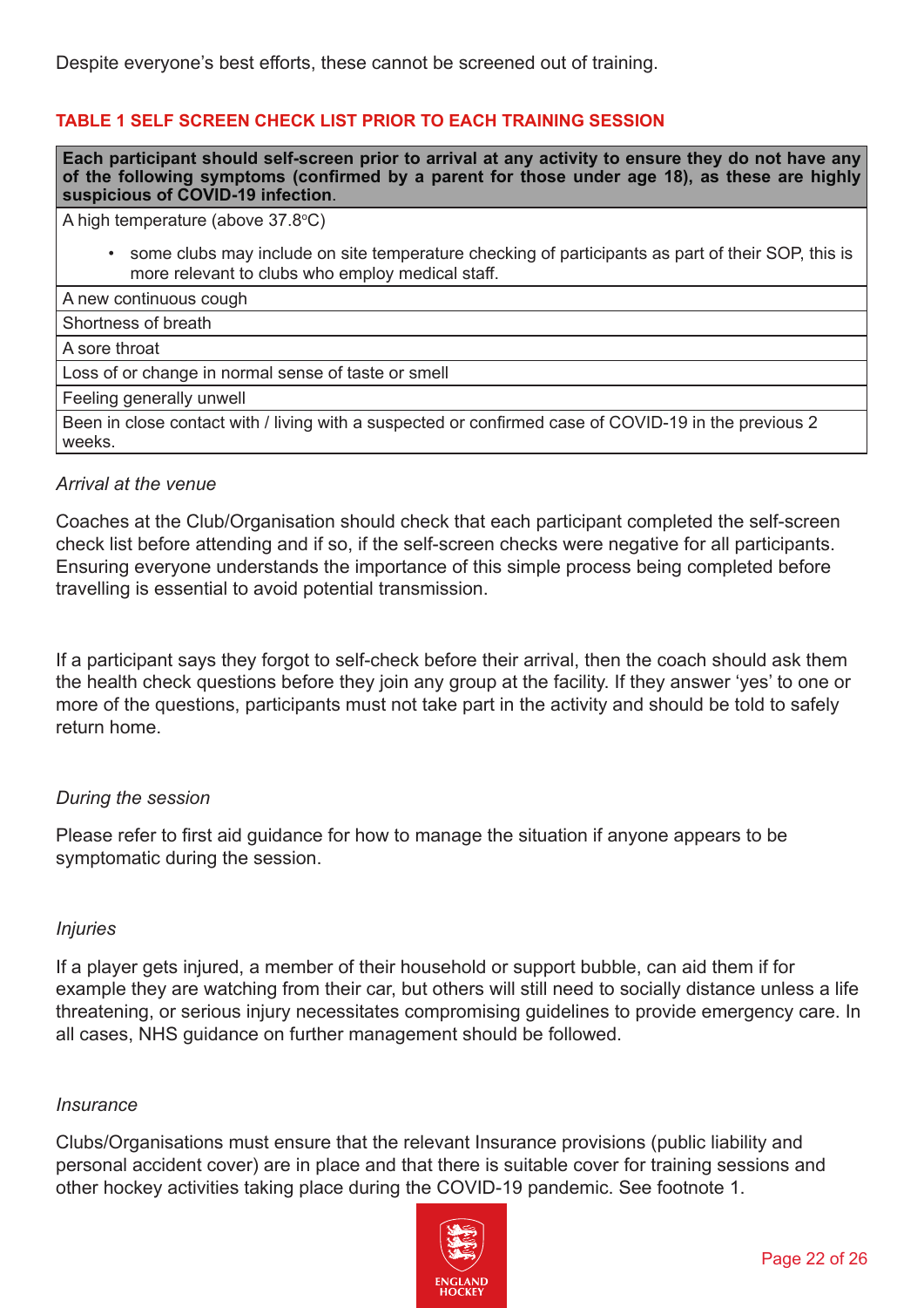Despite everyone's best efforts, these cannot be screened out of training.

**TABLE 1 SELF SCREEN CHECK LIST PRIOR TO EACH TRAINING SESSION**

| **Each participant should self-screen prior to arrival at any activity to ensure they do not have any of the following symptoms (confirmed by a parent for those under age 18), as these are highly suspicious of COVID-19 infection**. |
|---|
| A high temperature (above 37.8°C)<br>• some clubs may include on site temperature checking of participants as part of their SOP, this is more relevant to clubs who employ medical staff. |
| A new continuous cough |
| Shortness of breath |
| A sore throat |
| Loss of or change in normal sense of taste or smell |
| Feeling generally unwell |
| Been in close contact with / living with a suspected or confirmed case of COVID-19 in the previous 2 weeks. |

*Arrival at the venue*

Coaches at the Club/Organisation should check that each participant completed the self-screen check list before attending and if so, if the self-screen checks were negative for all participants. Ensuring everyone understands the importance of this simple process being completed before travelling is essential to avoid potential transmission.

If a participant says they forgot to self-check before their arrival, then the coach should ask them the health check questions before they join any group at the facility. If they answer 'yes' to one or more of the questions, participants must not take part in the activity and should be told to safely return home.

*During the session*

Please refer to first aid guidance for how to manage the situation if anyone appears to be symptomatic during the session.

*Injuries*

If a player gets injured, a member of their household or support bubble, can aid them if for example they are watching from their car, but others will still need to socially distance unless a life threatening, or serious injury necessitates compromising guidelines to provide emergency care. In all cases, NHS guidance on further management should be followed.

*Insurance*

Clubs/Organisations must ensure that the relevant Insurance provisions (public liability and personal accident cover) are in place and that there is suitable cover for training sessions and other hockey activities taking place during the COVID-19 pandemic. See footnote 1.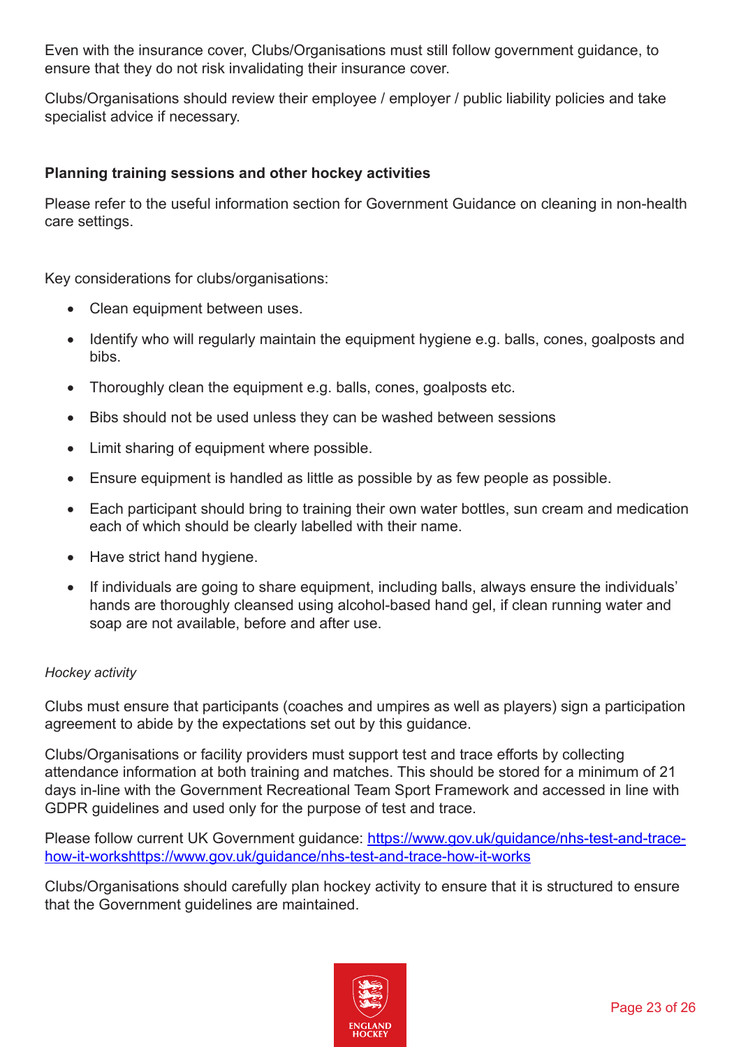Even with the insurance cover, Clubs/Organisations must still follow government guidance, to ensure that they do not risk invalidating their insurance cover.

Clubs/Organisations should review their employee / employer / public liability policies and take specialist advice if necessary.

**Planning training sessions and other hockey activities**

Please refer to the useful information section for Government Guidance on cleaning in non-health care settings.

Key considerations for clubs/organisations:

- Clean equipment between uses.
- Identify who will regularly maintain the equipment hygiene e.g. balls, cones, goalposts and bibs.
- Thoroughly clean the equipment e.g. balls, cones, goalposts etc.
- Bibs should not be used unless they can be washed between sessions
- Limit sharing of equipment where possible.
- Ensure equipment is handled as little as possible by as few people as possible.
- Each participant should bring to training their own water bottles, sun cream and medication each of which should be clearly labelled with their name.
- Have strict hand hygiene.
- If individuals are going to share equipment, including balls, always ensure the individuals' hands are thoroughly cleansed using alcohol-based hand gel, if clean running water and soap are not available, before and after use.

*Hockey activity*

Clubs must ensure that participants (coaches and umpires as well as players) sign a participation agreement to abide by the expectations set out by this guidance.

Clubs/Organisations or facility providers must support test and trace efforts by collecting attendance information at both training and matches. This should be stored for a minimum of 21 days in-line with the Government Recreational Team Sport Framework and accessed in line with GDPR guidelines and used only for the purpose of test and trace.

Please follow current UK Government guidance: [https://www.gov.uk/guidance/nhs-test-and-trace-how-it-workshttps://www.gov.uk/guidance/nhs-test-and-trace-how-it-works](https://www.gov.uk/guidance/nhs-test-and-trace-how-it-works)

Clubs/Organisations should carefully plan hockey activity to ensure that it is structured to ensure that the Government guidelines are maintained.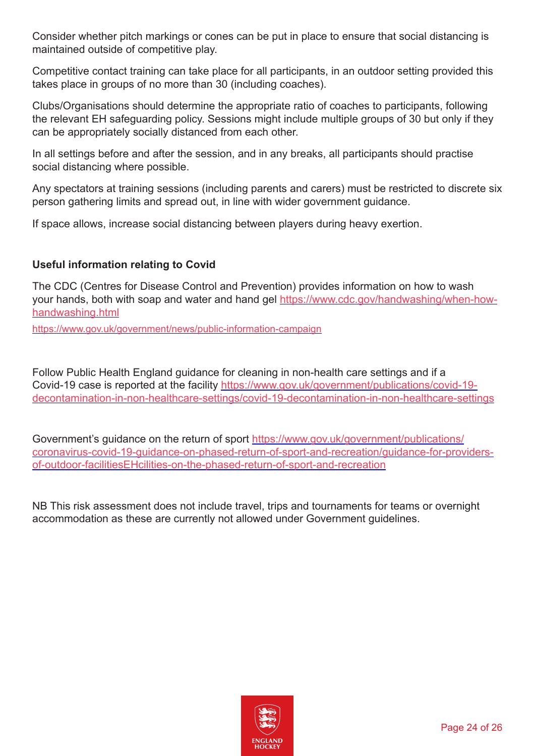Consider whether pitch markings or cones can be put in place to ensure that social distancing is maintained outside of competitive play.

Competitive contact training can take place for all participants, in an outdoor setting provided this takes place in groups of no more than 30 (including coaches).

Clubs/Organisations should determine the appropriate ratio of coaches to participants, following the relevant EH safeguarding policy. Sessions might include multiple groups of 30 but only if they can be appropriately socially distanced from each other.

In all settings before and after the session, and in any breaks, all participants should practise social distancing where possible.

Any spectators at training sessions (including parents and carers) must be restricted to discrete six person gathering limits and spread out, in line with wider government guidance.

If space allows, increase social distancing between players during heavy exertion.

**Useful information relating to Covid**

The CDC (Centres for Disease Control and Prevention) provides information on how to wash your hands, both with soap and water and hand gel https://www.cdc.gov/handwashing/when-how-handwashing.html

https://www.gov.uk/government/news/public-information-campaign

Follow Public Health England guidance for cleaning in non-health care settings and if a Covid-19 case is reported at the facility https://www.gov.uk/government/publications/covid-19-decontamination-in-non-healthcare-settings/covid-19-decontamination-in-non-healthcare-settings

Government's guidance on the return of sport https://www.gov.uk/government/publications/coronavirus-covid-19-guidance-on-phased-return-of-sport-and-recreation/guidance-for-providers-of-outdoor-facilitiesEHcilities-on-the-phased-return-of-sport-and-recreation

NB This risk assessment does not include travel, trips and tournaments for teams or overnight accommodation as these are currently not allowed under Government guidelines.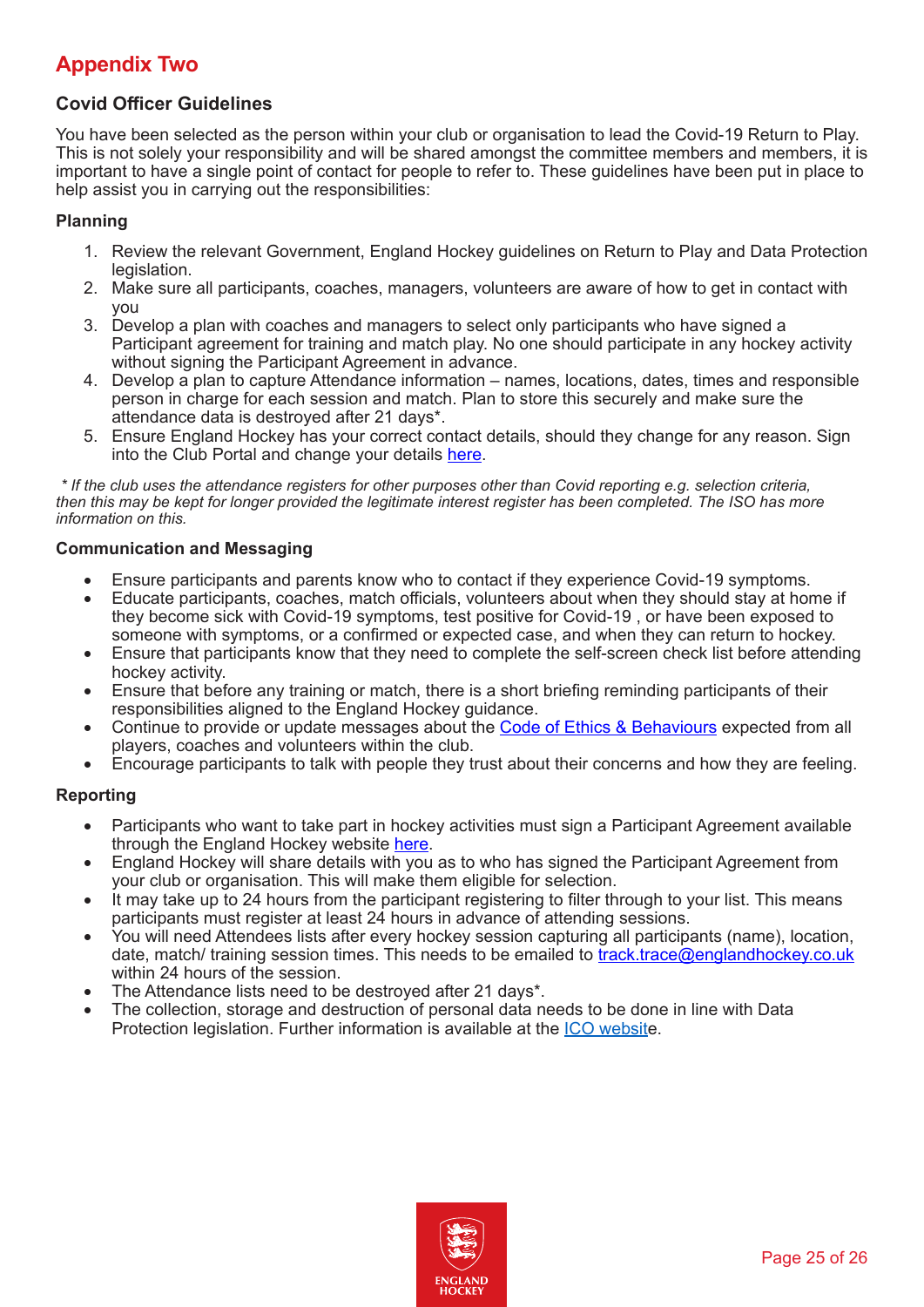# Appendix Two

## Covid Officer Guidelines

You have been selected as the person within your club or organisation to lead the Covid-19 Return to Play. This is not solely your responsibility and will be shared amongst the committee members and members, it is important to have a single point of contact for people to refer to. These guidelines have been put in place to help assist you in carrying out the responsibilities:

### Planning

1. Review the relevant Government, England Hockey guidelines on Return to Play and Data Protection legislation.
2. Make sure all participants, coaches, managers, volunteers are aware of how to get in contact with you
3. Develop a plan with coaches and managers to select only participants who have signed a Participant agreement for training and match play. No one should participate in any hockey activity without signing the Participant Agreement in advance.
4. Develop a plan to capture Attendance information – names, locations, dates, times and responsible person in charge for each session and match. Plan to store this securely and make sure the attendance data is destroyed after 21 days*.
5. Ensure England Hockey has your correct contact details, should they change for any reason. Sign into the Club Portal and change your details here.

*\* If the club uses the attendance registers for other purposes other than Covid reporting e.g. selection criteria, then this may be kept for longer provided the legitimate interest register has been completed. The ISO has more information on this.*

### Communication and Messaging

- Ensure participants and parents know who to contact if they experience Covid-19 symptoms.
- Educate participants, coaches, match officials, volunteers about when they should stay at home if they become sick with Covid-19 symptoms, test positive for Covid-19 , or have been exposed to someone with symptoms, or a confirmed or expected case, and when they can return to hockey.
- Ensure that participants know that they need to complete the self-screen check list before attending hockey activity.
- Ensure that before any training or match, there is a short briefing reminding participants of their responsibilities aligned to the England Hockey guidance.
- Continue to provide or update messages about the Code of Ethics & Behaviours expected from all players, coaches and volunteers within the club.
- Encourage participants to talk with people they trust about their concerns and how they are feeling.

### Reporting

- Participants who want to take part in hockey activities must sign a Participant Agreement available through the England Hockey website here.
- England Hockey will share details with you as to who has signed the Participant Agreement from your club or organisation. This will make them eligible for selection.
- It may take up to 24 hours from the participant registering to filter through to your list. This means participants must register at least 24 hours in advance of attending sessions.
- You will need Attendees lists after every hockey session capturing all participants (name), location, date, match/ training session times. This needs to be emailed to track.trace@englandhockey.co.uk within 24 hours of the session.
- The Attendance lists need to be destroyed after 21 days*.
- The collection, storage and destruction of personal data needs to be done in line with Data Protection legislation. Further information is available at the ICO website.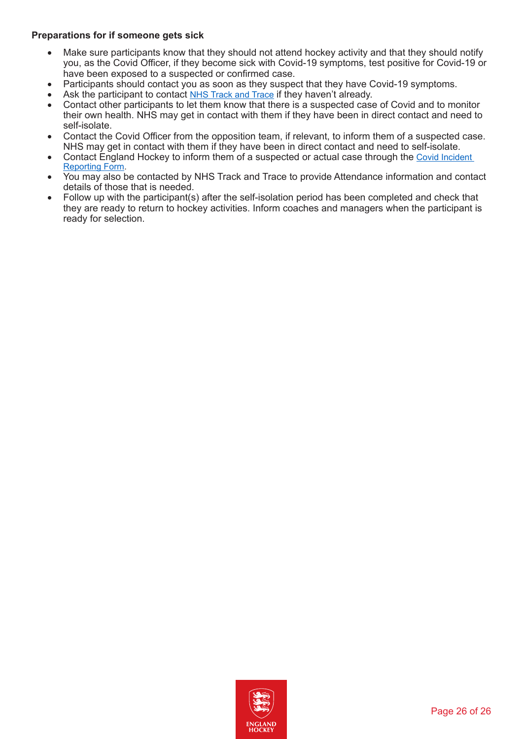**Preparations for if someone gets sick**

- Make sure participants know that they should not attend hockey activity and that they should notify you, as the Covid Officer, if they become sick with Covid-19 symptoms, test positive for Covid-19 or have been exposed to a suspected or confirmed case.
- Participants should contact you as soon as they suspect that they have Covid-19 symptoms.
- Ask the participant to contact NHS Track and Trace if they haven't already.
- Contact other participants to let them know that there is a suspected case of Covid and to monitor their own health. NHS may get in contact with them if they have been in direct contact and need to self-isolate.
- Contact the Covid Officer from the opposition team, if relevant, to inform them of a suspected case. NHS may get in contact with them if they have been in direct contact and need to self-isolate.
- Contact England Hockey to inform them of a suspected or actual case through the Covid Incident Reporting Form.
- You may also be contacted by NHS Track and Trace to provide Attendance information and contact details of those that is needed.
- Follow up with the participant(s) after the self-isolation period has been completed and check that they are ready to return to hockey activities. Inform coaches and managers when the participant is ready for selection.